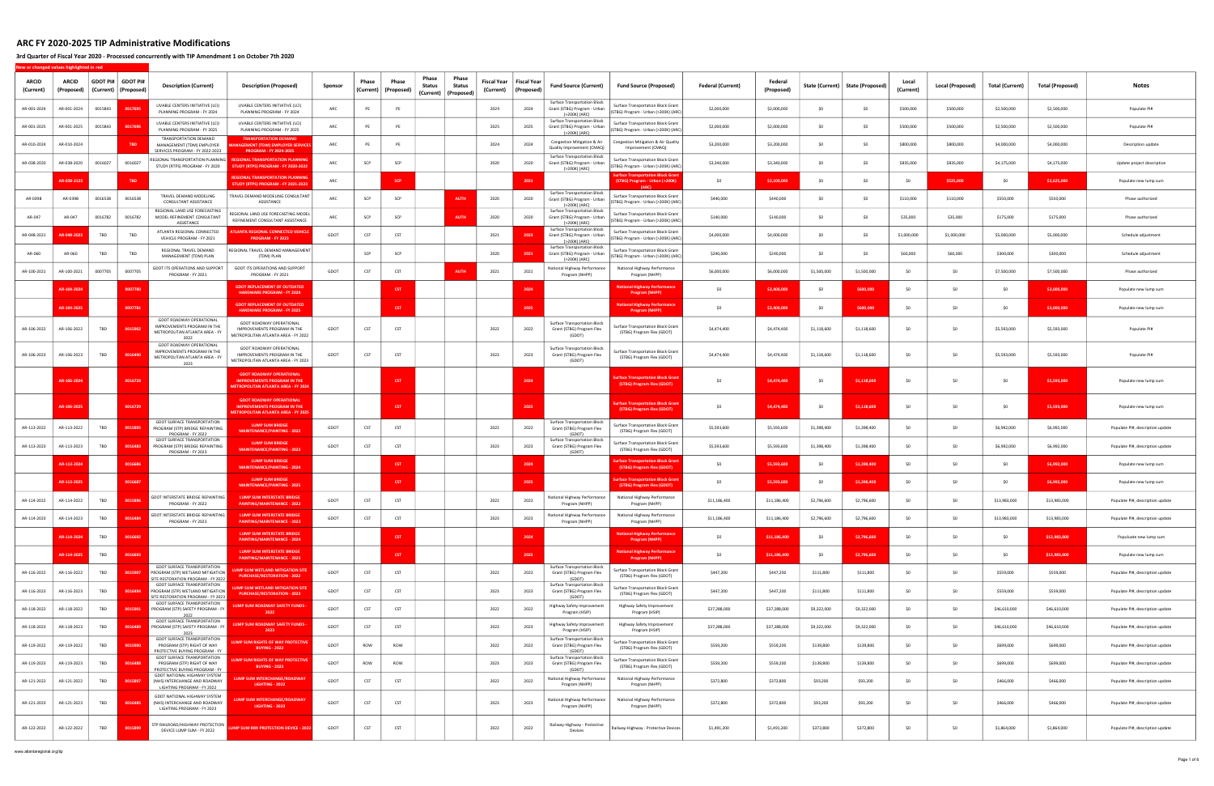# ARC FY 2020-2025 TIP Administrative Modifications

### 3rd Quarter of Fiscal Year 2020 - Processed concurrently with TIP Amendment 1 on October 7th 2020

New or changed values highlighted in red

| ARCID (Current) | ARCID (Proposed) | GDOT PI# (Current) | GDOT PI# (Proposed) | Description (Current) | Description (Proposed) | Sponsor | Phase (Current) | Phase (Proposed) | Phase Status (Current) | Phase Status (Proposed) | Fiscal Year (Current) | Fiscal Year (Proposed) | Fund Source (Current) | Fund Source (Proposed) | Federal (Current) | Federal (Proposed) | State (Current) | State (Proposed) | Local (Current) | Local (Proposed) | Total (Current) | Total (Proposed) | Notes |
|---|---|---|---|---|---|---|---|---|---|---|---|---|---|---|---|---|---|---|---|---|---|---|---|
| AR-001-2024 | AR-001-2024 | 0015843 | 0017685 | LIVABLE CENTERS INITIATIVE (LCI) PLANNING PROGRAM - FY 2024 | LIVABLE CENTERS INITIATIVE (LCI) PLANNING PROGRAM - FY 2024 | ARC | PE | PE | | | 2024 | 2024 | Surface Transportation Block Grant (STBG) Program - Urban (>200K) (ARC) | Surface Transportation Block Grant (STBG) Program - Urban (>200K) (ARC) | $2,000,000 | $2,000,000 | $0 | $0 | $500,000 | $500,000 | $2,500,000 | $2,500,000 | Populate PI# |
| AR-001-2025 | AR-001-2025 | 0015843 | 0017686 | LIVABLE CENTERS INITIATIVE (LCI) PLANNING PROGRAM - FY 2025 | LIVABLE CENTERS INITIATIVE (LCI) PLANNING PROGRAM - FY 2025 | ARC | PE | PE | | | 2025 | 2025 | Surface Transportation Block Grant (STBG) Program - Urban (>200K) (ARC) | Surface Transportation Block Grant (STBG) Program - Urban (>200K) (ARC) | $2,000,000 | $2,000,000 | $0 | $0 | $500,000 | $500,000 | $2,500,000 | $2,500,000 | Populate PI# |
| AR-010-2024 | AR-010-2024 | | TBD | TRANSPORTATION DEMAND MANAGEMENT (TDM) EMPLOYER SERVICES PROGRAM - FY 2022-2023 | TRANSPORTATION DEMAND MANAGEMENT (TDM) EMPLOYER SERVICES PROGRAM - FY 2024-2025 | ARC | PE | PE | | | 2024 | 2024 | Congestion Mitigation & Air Quality Improvement (CMAQ) | Congestion Mitigation & Air Quality Improvement (CMAQ) | $3,200,000 | $3,200,000 | $0 | $0 | $800,000 | $800,000 | $4,000,000 | $4,000,000 | Description update |
| AR-038-2020 | AR-038-2020 | 0016027 | 0016027 | REGIONAL TRANSPORTATION PLANNING STUDY (RTPS) PROGRAM - FY 2020 | REGIONAL TRANSPORTATION PLANNING STUDY (RTPS) PROGRAM - FY 2020-2022 | ARC | SCP | SCP | | | 2020 | 2020 | Surface Transportation Block Grant (STBG) Program - Urban (>200K) (ARC) | Surface Transportation Block Grant (STBG) Program - Urban (>200K) (ARC) | $3,340,000 | $3,340,000 | $0 | $0 | $835,000 | $835,000 | $4,175,000 | $4,175,000 | Update project description |
| | AR-038-2123 | | TBD | | REGIONAL TRANSPORTATION PLANNING STUDY (RTPS) PROGRAM - FY 2021-2023 | ARC | | SCP | | | | 2021 | | Surface Transportation Block Grant (STBG) Program - Urban (>200K) (ARC) | $0 | $2,100,000 | $0 | $0 | $0 | $525,000 | $0 | $2,625,000 | Populate new lump sum |
| AR-039B | AR-039B | 0016538 | 0016538 | TRAVEL DEMAND MODELING CONSULTANT ASSISTANCE | TRAVEL DEMAND MODELING CONSULTANT ASSISTANCE | ARC | SCP | SCP | | AUTH | 2020 | 2020 | Surface Transportation Block Grant (STBG) Program - Urban (>200K) (ARC) | Surface Transportation Block Grant (STBG) Program - Urban (>200K) (ARC) | $440,000 | $440,000 | $0 | $0 | $110,000 | $110,000 | $550,000 | $550,000 | Phase authorized |
| AR-047 | AR-047 | 0016782 | 0016782 | REGIONAL LAND USE FORECASTING MODEL REFINEMENT CONSULTANT ASSISTANCE | REGIONAL LAND USE FORECASTING MODEL REFINEMENT CONSULTANT ASSISTANCE | ARC | SCP | SCP | | AUTH | 2020 | 2020 | Surface Transportation Block Grant (STBG) Program - Urban (>200K) (ARC) | Surface Transportation Block Grant (STBG) Program - Urban (>200K) (ARC) | $140,000 | $140,000 | $0 | $0 | $35,000 | $35,000 | $175,000 | $175,000 | Phase authorized |
| AR-048-2021 | AR-048-2023 | TBD | TBD | ATLANTA REGIONAL CONNECTED VEHICLE PROGRAM - FY 2021 | ATLANTA REGIONAL CONNECTED VEHICLE PROGRAM - FY 2023 | GDOT | CST | CST | | | 2021 | 2023 | Surface Transportation Block Grant (STBG) Program - Urban (>200K) (ARC) | Surface Transportation Block Grant (STBG) Program - Urban (>200K) (ARC) | $4,000,000 | $4,000,000 | $0 | $0 | $1,000,000 | $1,000,000 | $5,000,000 | $5,000,000 | Schedule adjustment |
| AR-060 | AR-060 | TBD | TBD | REGIONAL TRAVEL DEMAND MANAGEMENT (TDM) PLAN | REGIONAL TRAVEL DEMAND MANAGEMENT (TDM) PLAN | | SCP | SCP | | | 2020 | 2021 | Surface Transportation Block Grant (STBG) Program - Urban (>200K) (ARC) | Surface Transportation Block Grant (STBG) Program - Urban (>200K) (ARC) | $240,000 | $240,000 | $0 | $0 | $60,000 | $60,000 | $300,000 | $300,000 | Schedule adjustment |
| AR-100-2021 | AR-100-2021 | 0007705 | 0007705 | GDOT ITS OPERATIONS AND SUPPORT PROGRAM - FY 2021 | GDOT ITS OPERATIONS AND SUPPORT PROGRAM - FY 2021 | GDOT | CST | CST | | AUTH | 2021 | 2021 | National Highway Performance Program (NHPP) | National Highway Performance Program (NHPP) | $6,000,000 | $6,000,000 | $1,500,000 | $1,500,000 | $0 | $0 | $7,500,000 | $7,500,000 | Phase authorized |
| | AR-104-2024 | | 0007780 | | GDOT REPLACEMENT OF OUTDATED HARDWARE PROGRAM - FY 2024 | | | CST | | | | 2024 | | National Highway Performance Program (NHPP) | $0 | $2,400,000 | $0 | $600,000 | $0 | $0 | $0 | $3,000,000 | Populate new lump sum |
| | AR-104-2025 | | 0007781 | | GDOT REPLACEMENT OF OUTDATED HARDWARE PROGRAM - FY 2025 | | | CST | | | | 2025 | | National Highway Performance Program (NHPP) | $0 | $2,400,000 | $0 | $600,000 | $0 | $0 | $0 | $3,000,000 | Populate new lump sum |
| AR-106-2022 | AR-106-2022 | TBD | 0015902 | GDOT ROADWAY OPERATIONAL IMPROVEMENTS PROGRAM IN THE METROPOLITAN ATLANTA AREA - FY 2022 | GDOT ROADWAY OPERATIONAL IMPROVEMENTS PROGRAM IN THE METROPOLITAN ATLANTA AREA - FY 2022 | GDOT | CST | CST | | | 2022 | 2022 | Surface Transportation Block Grant (STBG) Program Flex (GDOT) | Surface Transportation Block Grant (STBG) Program Flex (GDOT) | $4,474,400 | $4,474,400 | $1,118,600 | $1,118,600 | $0 | $0 | $5,593,000 | $5,593,000 | Populate PI# |
| AR-106-2023 | AR-106-2023 | TBD | 0016490 | GDOT ROADWAY OPERATIONAL IMPROVEMENTS PROGRAM IN THE METROPOLITAN ATLANTA AREA - FY 2023 | GDOT ROADWAY OPERATIONAL IMPROVEMENTS PROGRAM IN THE METROPOLITAN ATLANTA AREA - FY 2023 | GDOT | CST | CST | | | 2023 | 2023 | Surface Transportation Block Grant (STBG) Program Flex (GDOT) | Surface Transportation Block Grant (STBG) Program Flex (GDOT) | $4,474,400 | $4,474,400 | $1,118,600 | $1,118,600 | $0 | $0 | $5,593,000 | $5,593,000 | Populate PI# |
| | AR-106-2024 | | 0016728 | | GDOT ROADWAY OPERATIONAL IMPROVEMENTS PROGRAM IN THE METROPOLITAN ATLANTA AREA - FY 2024 | | | CST | | | | 2024 | | Surface Transportation Block Grant (STBG) Program Flex (GDOT) | $0 | $4,474,400 | $0 | $1,118,600 | $0 | $0 | $0 | $5,593,000 | Populate new lump sum |
| | AR-106-2025 | | 0016729 | | GDOT ROADWAY OPERATIONAL IMPROVEMENTS PROGRAM IN THE METROPOLITAN ATLANTA AREA - FY 2025 | | | CST | | | | 2025 | | Surface Transportation Block Grant (STBG) Program Flex (GDOT) | $0 | $4,474,400 | $0 | $1,118,600 | $0 | $0 | $0 | $5,593,000 | Populate new lump sum |
| AR-113-2022 | AR-113-2022 | TBD | 0015885 | GDOT SURFACE TRANSPORTATION PROGRAM (STP) BRIDGE REPAINTING PROGRAM - FY 2022 | LUMP SUM BRIDGE MAINTENANCE/PAINTING - 2022 | GDOT | CST | CST | | | 2022 | 2022 | Surface Transportation Block Grant (STBG) Program Flex (GDOT) | Surface Transportation Block Grant (STBG) Program Flex (GDOT) | $5,593,600 | $5,593,600 | $1,398,400 | $1,398,400 | $0 | $0 | $6,992,000 | $6,992,000 | Populate PI#, description update |
| AR-113-2023 | AR-113-2023 | TBD | 0016483 | GDOT SURFACE TRANSPORTATION PROGRAM (STP) BRIDGE REPAINTING PROGRAM - FY 2023 | LUMP SUM BRIDGE MAINTENANCE/PAINTING - 2023 | GDOT | CST | CST | | | 2023 | 2023 | Surface Transportation Block Grant (STBG) Program Flex (GDOT) | Surface Transportation Block Grant (STBG) Program Flex (GDOT) | $5,593,600 | $5,593,600 | $1,398,400 | $1,398,400 | $0 | $0 | $6,992,000 | $6,992,000 | Populate PI#, description update |
| | AR-113-2024 | | 0016686 | | LUMP SUM BRIDGE MAINTENANCE/PAINTING - 2024 | | | CST | | | | 2024 | | Surface Transportation Block Grant (STBG) Program Flex (GDOT) | $0 | $5,593,600 | $0 | $1,398,400 | $0 | $0 | $0 | $6,992,000 | Populate new lump sum |
| | AR-113-2025 | | 0016687 | | LUMP SUM BRIDGE MAINTENANCE/PAINTING - 2025 | | | CST | | | | 2025 | | Surface Transportation Block Grant (STBG) Program Flex (GDOT) | $0 | $5,593,600 | $0 | $1,398,400 | $0 | $0 | $0 | $6,992,000 | Populate new lump sum |
| AR-114-2022 | AR-114-2022 | TBD | 0015896 | GDOT INTERSTATE BRIDGE REPAINTING PROGRAM - FY 2022 | LUMP SUM INTERSTATE BRIDGE PAINTING/MAINTENANCE - 2022 | GDOT | CST | CST | | | 2022 | 2022 | National Highway Performance Program (NHPP) | National Highway Performance Program (NHPP) | $11,186,400 | $11,186,400 | $2,796,600 | $2,796,600 | $0 | $0 | $13,983,000 | $13,983,000 | Populate PI#, description update |
| AR-114-2023 | AR-114-2023 | TBD | 0016484 | GDOT INTERSTATE BRIDGE REPAINTING PROGRAM - FY 2023 | LUMP SUM INTERSTATE BRIDGE PAINTING/MAINTENANCE - 2023 | GDOT | CST | CST | | | 2023 | 2023 | National Highway Performance Program (NHPP) | National Highway Performance Program (NHPP) | $11,186,400 | $11,186,400 | $2,796,600 | $2,796,600 | $0 | $0 | $13,983,000 | $13,983,000 | Populate PI#, description update |
| | AR-114-2024 | TBD | 0016692 | | LUMP SUM INTERSTATE BRIDGE PAINTING/MAINTENANCE - 2024 | | | CST | | | | 2024 | | National Highway Performance Program (NHPP) | $0 | $11,186,400 | $0 | $2,796,600 | $0 | $0 | $0 | $13,983,000 | Populate new lump sum |
| | AR-114-2025 | TBD | 0016693 | | LUMP SUM INTERSTATE BRIDGE PAINTING/MAINTENANCE - 2025 | | | CST | | | | 2025 | | National Highway Performance Program (NHPP) | $0 | $11,186,400 | $0 | $2,796,600 | $0 | $0 | $0 | $13,983,000 | Populate new lump sum |
| AR-116-2022 | AR-116-2022 | TBD | 0015907 | GDOT SURFACE TRANSPORTATION PROGRAM (STP) WETLAND MITIGATION SITE RESTORATION PROGRAM - FY 2022 | LUMP SUM WETLAND MITIGATION SITE PURCHASE/RESTORATION - 2022 | GDOT | CST | CST | | | 2022 | 2022 | Surface Transportation Block Grant (STBG) Program Flex (GDOT) | Surface Transportation Block Grant (STBG) Program Flex (GDOT) | $447,200 | $447,200 | $111,800 | $111,800 | $0 | $0 | $559,000 | $559,000 | Populate PI#, description update |
| AR-116-2023 | AR-116-2023 | TBD | 0016494 | GDOT SURFACE TRANSPORTATION PROGRAM (STP) WETLAND MITIGATION SITE RESTORATION PROGRAM - FY 2023 | LUMP SUM WETLAND MITIGATION SITE PURCHASE/RESTORATION - 2023 | GDOT | CST | CST | | | 2023 | 2023 | Surface Transportation Block Grant (STBG) Program Flex (GDOT) | Surface Transportation Block Grant (STBG) Program Flex (GDOT) | $447,200 | $447,200 | $111,800 | $111,800 | $0 | $0 | $559,000 | $559,000 | Populate PI#, description update |
| AR-118-2022 | AR-118-2022 | TBD | 0015901 | GDOT SURFACE TRANSPORTATION PROGRAM (STP) SAFETY PROGRAM - FY 2022 | LUMP SUM ROADWAY SAFETY FUNDS - 2022 | GDOT | CST | CST | | | 2022 | 2022 | Highway Safety Improvement Program (HSIP) | Highway Safety Improvement Program (HSIP) | $37,288,000 | $37,288,000 | $9,322,000 | $9,322,000 | $0 | $0 | $46,610,000 | $46,610,000 | Populate PI#, description update |
| AR-118-2023 | AR-118-2023 | TBD | 0016489 | GDOT SURFACE TRANSPORTATION PROGRAM (STP) SAFETY PROGRAM - FY 2023 | LUMP SUM ROADWAY SAFETY FUNDS - 2023 | GDOT | CST | CST | | | 2023 | 2023 | Highway Safety Improvement Program (HSIP) | Highway Safety Improvement Program (HSIP) | $37,288,000 | $37,288,000 | $9,322,000 | $9,322,000 | $0 | $0 | $46,610,000 | $46,610,000 | Populate PI#, description update |
| AR-119-2022 | AR-119-2022 | TBD | 0015900 | GDOT SURFACE TRANSPORTATION PROGRAM (STP) RIGHT OF WAY PROTECTIVE BUYING PROGRAM - FY 2022 | LUMP SUM RIGHTS OF WAY PROTECTIVE BUYING - 2022 | GDOT | ROW | ROW | | | 2022 | 2022 | Surface Transportation Block Grant (STBG) Program Flex (GDOT) | Surface Transportation Block Grant (STBG) Program Flex (GDOT) | $559,200 | $559,200 | $139,800 | $139,800 | $0 | $0 | $699,000 | $699,000 | Populate PI#, description update |
| AR-119-2023 | AR-119-2023 | TBD | 0016488 | GDOT SURFACE TRANSPORTATION PROGRAM (STP) RIGHT OF WAY PROTECTIVE BUYING PROGRAM - FY 2023 | LUMP SUM RIGHTS OF WAY PROTECTIVE BUYING - 2023 | GDOT | ROW | ROW | | | 2023 | 2023 | Surface Transportation Block Grant (STBG) Program Flex (GDOT) | Surface Transportation Block Grant (STBG) Program Flex (GDOT) | $559,200 | $559,200 | $139,800 | $139,800 | $0 | $0 | $699,000 | $699,000 | Populate PI#, description update |
| AR-121-2022 | AR-121-2022 | TBD | 0015897 | GDOT NATIONAL HIGHWAY SYSTEM (NHS) INTERCHANGE AND ROADWAY LIGHTING PROGRAM - FY 2022 | LUMP SUM INTERCHANGE/ROADWAY LIGHTING - 2022 | GDOT | CST | CST | | | 2022 | 2022 | National Highway Performance Program (NHPP) | National Highway Performance Program (NHPP) | $372,800 | $372,800 | $93,200 | $93,200 | $0 | $0 | $466,000 | $466,000 | Populate PI#, description update |
| AR-121-2023 | AR-121-2023 | TBD | 0016485 | GDOT NATIONAL HIGHWAY SYSTEM (NHS) INTERCHANGE AND ROADWAY LIGHTING PROGRAM - FY 2023 | LUMP SUM INTERCHANGE/ROADWAY LIGHTING - 2023 | GDOT | CST | CST | | | 2023 | 2023 | National Highway Performance Program (NHPP) | National Highway Performance Program (NHPP) | $372,800 | $372,800 | $93,200 | $93,200 | $0 | $0 | $466,000 | $466,000 | Populate PI#, description update |
| AR-122-2022 | AR-122-2022 | TBD | 0015899 | STP RAILROAD/HIGHWAY PROTECTION DEVICE LUMP SUM - FY 2022 | LUMP SUM RRX PROTECTION DEVICE - 2022 | GDOT | CST | CST | | | 2022 | 2022 | Railway-Highway - Protective Devices | Railway-Highway - Protective Devices | $1,491,200 | $1,491,200 | $372,800 | $372,800 | $0 | $0 | $1,864,000 | $1,864,000 | Populate PI#, description update |

www.atlantaregional.org/tip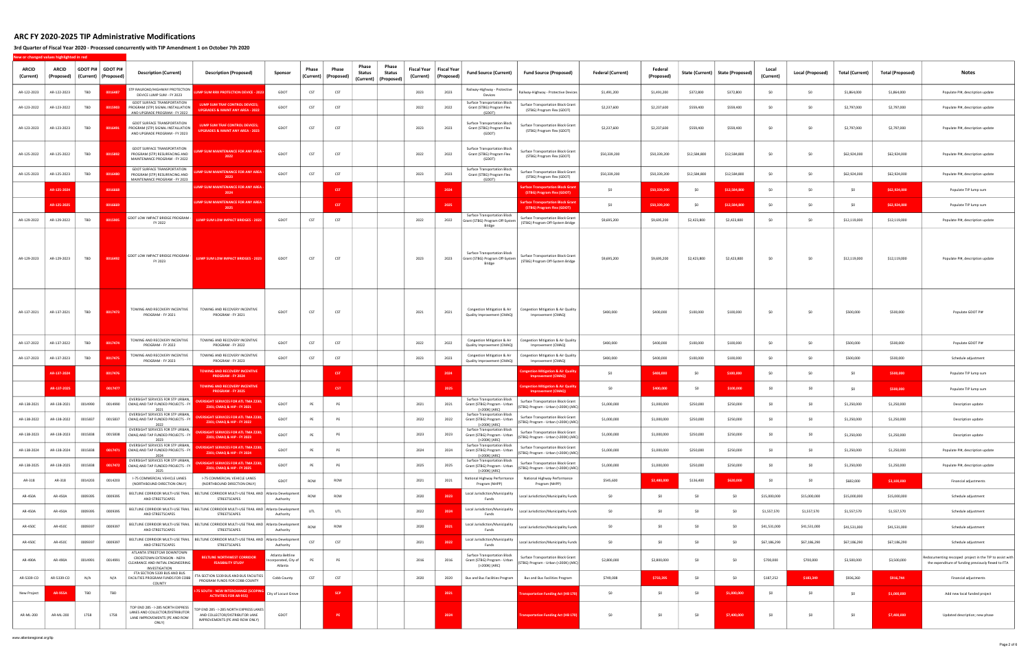# ARC FY 2020-2025 TIP Administrative Modifications

**3rd Quarter of Fiscal Year 2020 - Processed concurrently with TIP Amendment 1 on October 7th 2020**

New or changed values highlighted in red

| ARCID (Current) | ARCID (Proposed) | GDOT PI# (Current) | GDOT PI# (Proposed) | Description (Current) | Description (Proposed) | Sponsor | Phase (Current) | Phase (Proposed) | Phase Status (Current) | Phase Status (Proposed) | Fiscal Year (Current) | Fiscal Year (Proposed) | Fund Source (Current) | Fund Source (Proposed) | Federal (Current) | Federal (Proposed) | State (Current) | State (Proposed) | Local (Current) | Local (Proposed) | Total (Current) | Total (Proposed) | Notes |
|---|---|---|---|---|---|---|---|---|---|---|---|---|---|---|---|---|---|---|---|---|---|---|---|
| AR-122-2023 | AR-122-2023 | TBD | 0016487 | STP RAILROAD/HIGHWAY PROTECTION DEVICE LUMP SUM - FY 2023 | LUMP SUM RRX PROTECTION DEVICE - 2023 | GDOT | CST | CST | | | 2023 | 2023 | Railway-Highway - Protective Devices | Railway-Highway - Protective Devices | $1,491,200 | $1,491,200 | $372,800 | $372,800 | $0 | $0 | $1,864,000 | $1,864,000 | Populate PI#, description update |
| AR-123-2022 | AR-123-2022 | TBD | 0015803 | GDOT SURFACE TRANSPORTATION PROGRAM (STP) SIGNAL INSTALLATION AND UPGRADE PROGRAM - FY 2022 | LUMP SUM TRAF CONTROL DEVICES; UPGRADES & MAINT ANY AREA - 2022 | GDOT | CST | CST | | | 2022 | 2022 | Surface Transportation Block Grant (STBG) Program Flex (GDOT) | Surface Transportation Block Grant (STBG) Program Flex (GDOT) | $2,237,600 | $2,237,600 | $559,400 | $559,400 | $0 | $0 | $2,797,000 | $2,797,000 | Populate PI#, description update |
| AR-123-2023 | AR-123-2023 | TBD | 0016491 | GDOT SURFACE TRANSPORTATION PROGRAM (STP) SIGNAL INSTALLATION AND UPGRADE PROGRAM - FY 2023 | LUMP SUM TRAF CONTROL DEVICES; UPGRADES & MAINT ANY AREA - 2023 | GDOT | CST | CST | | | 2023 | 2023 | Surface Transportation Block Grant (STBG) Program Flex (GDOT) | Surface Transportation Block Grant (STBG) Program Flex (GDOT) | $2,237,600 | $2,237,600 | $559,400 | $559,400 | $0 | $0 | $2,797,000 | $2,797,000 | Populate PI#, description update |
| AR-125-2022 | AR-125-2022 | TBD | 0015802 | GDOT SURFACE TRANSPORTATION PROGRAM (STP) RESURFACING AND MAINTENANCE PROGRAM - FY 2022 | LUMP SUM MAINTENANCE FOR ANY AREA - 2022 | GDOT | CST | CST | | | 2022 | 2022 | Surface Transportation Block Grant (STBG) Program Flex (GDOT) | Surface Transportation Block Grant (STBG) Program Flex (GDOT) | $50,339,200 | $50,339,200 | $12,584,800 | $12,584,800 | $0 | $0 | $62,924,000 | $62,924,000 | Populate PI#, description update |
| AR-125-2023 | AR-125-2023 | TBD | 0016480 | GDOT SURFACE TRANSPORTATION PROGRAM (STP) RESURFACING AND MAINTENANCE PROGRAM - FY 2023 | LUMP SUM MAINTENANCE FOR ANY AREA - 2023 | GDOT | CST | CST | | | 2023 | 2023 | Surface Transportation Block Grant (STBG) Program Flex (GDOT) | Surface Transportation Block Grant (STBG) Program Flex (GDOT) | $50,339,200 | $50,339,200 | $12,584,800 | $12,584,800 | $0 | $0 | $62,924,000 | $62,924,000 | Populate PI#, description update |
| | AR-125-2024 | | 0016668 | | LUMP SUM MAINTENANCE FOR ANY AREA - 2024 | | | CST | | | | 2024 | | Surface Transportation Block Grant (STBG) Program Flex (GDOT) | $0 | $50,339,200 | $0 | $12,584,800 | $0 | $0 | $0 | $62,924,000 | Populate TIP lump sum |
| | AR-125-2025 | | 0016669 | | LUMP SUM MAINTENANCE FOR ANY AREA - 2025 | | | CST | | | | 2025 | | Surface Transportation Block Grant (STBG) Program Flex (GDOT) | $0 | $50,339,200 | $0 | $12,584,800 | $0 | $0 | $0 | $62,924,000 | Populate TIP lump sum |
| AR-129-2022 | AR-129-2022 | TBD | 0015805 | GDOT LOW IMPACT BRIDGE PROGRAM - FY 2022 | LUMP SUM LOW IMPACT BRIDGES - 2022 | GDOT | CST | CST | | | 2022 | 2022 | Surface Transportation Block Grant (STBG) Program Off-System Bridge | Surface Transportation Block Grant (STBG) Program Off-System Bridge | $9,695,200 | $9,695,200 | $2,423,800 | $2,423,800 | $0 | $0 | $12,119,000 | $12,119,000 | Populate PI#, description update |
| AR-129-2023 | AR-129-2023 | TBD | 0016492 | GDOT LOW IMPACT BRIDGE PROGRAM - FY 2023 | LUMP SUM LOW IMPACT BRIDGES - 2023 | GDOT | CST | CST | | | 2023 | 2023 | Surface Transportation Block Grant (STBG) Program Off-System Bridge | Surface Transportation Block Grant (STBG) Program Off-System Bridge | $9,695,200 | $9,695,200 | $2,423,800 | $2,423,800 | $0 | $0 | $12,119,000 | $12,119,000 | Populate PI#, description update |
| AR-137-2021 | AR-137-2021 | TBD | 0017473 | TOWING AND RECOVERY INCENTIVE PROGRAM - FY 2021 | TOWING AND RECOVERY INCENTIVE PROGRAM - FY 2021 | GDOT | CST | CST | | | 2021 | 2021 | Congestion Mitigation & Air Quality Improvement (CMAQ) | Congestion Mitigation & Air Quality Improvement (CMAQ) | $400,000 | $400,000 | $100,000 | $100,000 | $0 | $0 | $500,000 | $500,000 | Populate GDOT PI# |
| AR-137-2022 | AR-137-2022 | TBD | 0017474 | TOWING AND RECOVERY INCENTIVE PROGRAM - FY 2022 | TOWING AND RECOVERY INCENTIVE PROGRAM - FY 2022 | GDOT | CST | CST | | | 2022 | 2022 | Congestion Mitigation & Air Quality Improvement (CMAQ) | Congestion Mitigation & Air Quality Improvement (CMAQ) | $400,000 | $400,000 | $100,000 | $100,000 | $0 | $0 | $500,000 | $500,000 | Populate GDOT PI# |
| AR-137-2023 | AR-137-2023 | TBD | 0017475 | TOWING AND RECOVERY INCENTIVE PROGRAM - FY 2023 | TOWING AND RECOVERY INCENTIVE PROGRAM - FY 2023 | GDOT | CST | CST | | | 2023 | 2023 | Congestion Mitigation & Air Quality Improvement (CMAQ) | Congestion Mitigation & Air Quality Improvement (CMAQ) | $400,000 | $400,000 | $100,000 | $100,000 | $0 | $0 | $500,000 | $500,000 | Schedule adjustment |
| | AR-137-2024 | | 0017476 | | TOWING AND RECOVERY INCENTIVE PROGRAM - FY 2024 | | | CST | | | | 2024 | | Congestion Mitigation & Air Quality Improvement (CMAQ) | $0 | $400,000 | $0 | $100,000 | $0 | $0 | $0 | $500,000 | Populate TIP lump sum |
| | AR-137-2025 | | 0017477 | | TOWING AND RECOVERY INCENTIVE PROGRAM - FY 2025 | | | CST | | | | 2025 | | Congestion Mitigation & Air Quality Improvement (CMAQ) | $0 | $400,000 | $0 | $100,000 | $0 | $0 | $0 | $500,000 | Populate TIP lump sum |
| AR-138-2021 | AR-138-2021 | 0014990 | 0014990 | OVERSIGHT SERVICES FOR STP URBAN, CMAQ AND TAP FUNDED PROJECTS - FY 2021 | OVERSIGHT SERVICES FOR ATL TMA Z230, Z301; CMAQ & HIP - FY 2021 | GDOT | PE | PE | | | 2021 | 2021 | Surface Transportation Block Grant (STBG) Program - Urban (>200K) (ARC) | Surface Transportation Block Grant (STBG) Program - Urban (>200K) (ARC) | $1,000,000 | $1,000,000 | $250,000 | $250,000 | $0 | $0 | $1,250,000 | $1,250,000 | Description update |
| AR-138-2022 | AR-138-2022 | 0015837 | 0015837 | OVERSIGHT SERVICES FOR STP URBAN, CMAQ AND TAP FUNDED PROJECTS - FY 2022 | OVERSIGHT SERVICES FOR ATL TMA Z230, Z301; CMAQ & HIP - FY 2022 | GDOT | PE | PE | | | 2022 | 2022 | Surface Transportation Block Grant (STBG) Program - Urban (>200K) (ARC) | Surface Transportation Block Grant (STBG) Program - Urban (>200K) (ARC) | $1,000,000 | $1,000,000 | $250,000 | $250,000 | $0 | $0 | $1,250,000 | $1,250,000 | Description update |
| AR-138-2023 | AR-138-2023 | 0015838 | 0015838 | OVERSIGHT SERVICES FOR STP URBAN, CMAQ AND TAP FUNDED PROJECTS - FY 2023 | OVERSIGHT SERVICES FOR ATL TMA Z230, Z301; CMAQ & HIP - FY 2023 | GDOT | PE | PE | | | 2023 | 2023 | Surface Transportation Block Grant (STBG) Program - Urban (>200K) (ARC) | Surface Transportation Block Grant (STBG) Program - Urban (>200K) (ARC) | $1,000,000 | $1,000,000 | $250,000 | $250,000 | $0 | $0 | $1,250,000 | $1,250,000 | Description update |
| AR-138-2024 | AR-138-2024 | 0015838 | 0017471 | OVERSIGHT SERVICES FOR STP URBAN, CMAQ AND TAP FUNDED PROJECTS - FY 2024 | OVERSIGHT SERVICES FOR ATL TMA Z230, Z301; CMAQ & HIP - FY 2024 | GDOT | PE | PE | | | 2024 | 2024 | Surface Transportation Block Grant (STBG) Program - Urban (>200K) (ARC) | Surface Transportation Block Grant (STBG) Program - Urban (>200K) (ARC) | $1,000,000 | $1,000,000 | $250,000 | $250,000 | $0 | $0 | $1,250,000 | $1,250,000 | Populate PI#, description update |
| AR-138-2025 | AR-138-2025 | 0015838 | 0017472 | OVERSIGHT SERVICES FOR STP URBAN, CMAQ AND TAP FUNDED PROJECTS - FY 2025 | OVERSIGHT SERVICES FOR ATL TMA Z230, Z301; CMAQ & HIP - FY 2025 | GDOT | PE | PE | | | 2025 | 2025 | Surface Transportation Block Grant (STBG) Program - Urban (>200K) (ARC) | Surface Transportation Block Grant (STBG) Program - Urban (>200K) (ARC) | $1,000,000 | $1,000,000 | $250,000 | $250,000 | $0 | $0 | $1,250,000 | $1,250,000 | Populate PI#, description update |
| AR-318 | AR-318 | 0014203 | 0014203 | I-75 COMMERCIAL VEHICLE LANES (NORTHBOUND DIRECTION ONLY) | I-75 COMMERCIAL VEHICLE LANES (NORTHBOUND DIRECTION ONLY) | GDOT | ROW | ROW | | | 2021 | 2021 | National Highway Performance Program (NHPP) | National Highway Performance Program (NHPP) | $545,600 | $2,480,000 | $136,400 | $620,000 | $0 | $0 | $682,000 | $3,100,000 | Financial adjustments |
| AR-450A | AR-450A | 0009395 | 0009395 | BELTLINE CORRIDOR MULTI-USE TRAIL AND STREETSCAPES | BELTLINE CORRIDOR MULTI-USE TRAIL AND STREETSCAPES | Atlanta Development Authority | ROW | ROW | | | 2020 | 2023 | Local Jurisdiction/Municipality Funds | Local Jurisdiction/Municipality Funds | $0 | $0 | $0 | $0 | $15,000,000 | $15,000,000 | $15,000,000 | $15,000,000 | Schedule adjustment |
| AR-450A | AR-450A | 0009395 | 0009395 | BELTLINE CORRIDOR MULTI-USE TRAIL AND STREETSCAPES | BELTLINE CORRIDOR MULTI-USE TRAIL AND STREETSCAPES | Atlanta Development Authority | UTL | UTL | | | 2022 | 2024 | Local Jurisdiction/Municipality Funds | Local Jurisdiction/Municipality Funds | $0 | $0 | $0 | $0 | $1,557,570 | $1,557,570 | $1,557,570 | $1,557,570 | Schedule adjustment |
| AR-450C | AR-450C | 0009397 | 0009397 | BELTLINE CORRIDOR MULTI-USE TRAIL AND STREETSCAPES | BELTLINE CORRIDOR MULTI-USE TRAIL AND STREETSCAPES | Atlanta Development Authority | ROW | ROW | | | 2020 | 2021 | Local Jurisdiction/Municipality Funds | Local Jurisdiction/Municipality Funds | $0 | $0 | $0 | $0 | $41,531,000 | $41,531,000 | $41,531,000 | $41,531,000 | Schedule adjustment |
| AR-450C | AR-450C | 0009397 | 0009397 | BELTLINE CORRIDOR MULTI-USE TRAIL AND STREETSCAPES | BELTLINE CORRIDOR MULTI-USE TRAIL AND STREETSCAPES | Atlanta Development Authority | CST | CST | | | 2021 | 2022 | Local Jurisdiction/Municipality Funds | Local Jurisdiction/Municipality Funds | $0 | $0 | $0 | $0 | $67,186,290 | $67,186,290 | $67,186,290 | $67,186,290 | Schedule adjustment |
| AR-490A | AR-490A | 0014991 | 0014991 | ATLANTA STREETCAR DOWNTOWN CROSSTOWN EXTENSION - NEPA CLEARANCE AND INITIAL ENGINEERING INVESTIGATION | BELTLINE NORTHWEST CORRIDOR FEASIBILITY STUDY | Atlanta Beltline Incorporated, City of Atlanta | PE | PE | | | 2016 | 2016 | Surface Transportation Block Grant (STBG) Program - Urban (>200K) (ARC) | Surface Transportation Block Grant (STBG) Program - Urban (>200K) (ARC) | $2,800,000 | $2,800,000 | $0 | $0 | $700,000 | $700,000 | $3,500,000 | $3,500,000 | Redocumenting rescoped project in the TIP to assist with the expenditure of funding previously flexed to FTA |
| AR-5339-CO | AR-5339-CO | N/A | N/A | FTA SECTION 5339 BUS AND BUS FACILITIES PROGRAM FUNDS FOR COBB COUNTY | FTA SECTION 5339 BUS AND BUS FACILITIES PROGRAM FUNDS FOR COBB COUNTY | Cobb County | CST | CST | | | 2020 | 2020 | Bus and Bus Facilities Program | Bus and Bus Facilities Program | $749,008 | $733,395 | $0 | $0 | $187,252 | $183,349 | $936,260 | $916,744 | Financial adjustments |
| New Project | AR-955A | TBD | TBD | | I-75 SOUTH - NEW INTERCHANGE (SCOPING ACTIVITIES FOR AR-955) | City of Locust Grove | | SCP | | | | 2021 | | Transportation Funding Act (HB 170) | $0 | $0 | $0 | $1,000,000 | $0 | $0 | $0 | $1,000,000 | Add new local funded project |
| AR-ML-200 | AR-ML-200 | 1758 | 1758 | TOP END 285 - I-285 NORTH EXPRESS LANES AND COLLECTOR/DISTRIBUTOR LANE IMPROVEMENTS (PE AND ROW ONLY) | TOP END 285 - I-285 NORTH EXPRESS LANES AND COLLECTOR/DISTRIBUTOR LANE IMPROVEMENTS (PE AND ROW ONLY) | GDOT | | PE | | | | 2024 | | Transportation Funding Act (HB 170) | $0 | $0 | $0 | $7,400,000 | $0 | $0 | $0 | $7,400,000 | Updated description; new phase |

www.atlantaregional.org/tip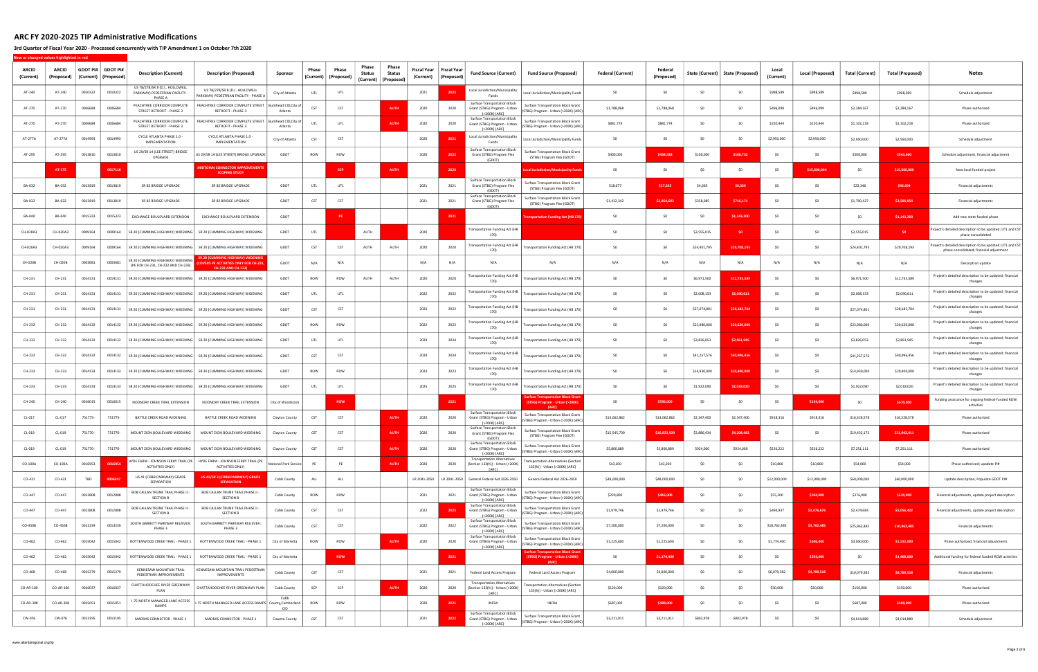# ARC FY 2020-2025 TIP Administrative Modifications

**3rd Quarter of Fiscal Year 2020 - Processed concurrently with TIP Amendment 1 on October 7th 2020**

New or changed values highlighted in red

| ARCID (Current) | ARCID (Proposed) | GDOT PI# (Current) | GDOT PI# (Proposed) | Description (Current) | Description (Proposed) | Sponsor | Phase (Current) | Phase (Proposed) | Phase Status (Current) | Phase Status (Proposed) | Fiscal Year (Current) | Fiscal Year (Proposed) | Fund Source (Current) | Fund Source (Proposed) | Federal (Current) | Federal (Proposed) | State (Current) | State (Proposed) | Local (Current) | Local (Proposed) | Total (Current) | Total (Proposed) | Notes |
|---|---|---|---|---|---|---|---|---|---|---|---|---|---|---|---|---|---|---|---|---|---|---|---|
| AT-240 | AT-240 | 0010322 | 0010322 | US 78/278/SR 8 (D.L. HOLLOWELL PARKWAY) PEDESTRIAN FACILITY - PHASE A | US 78/278/SR 8 (D.L. HOLLOWELL PARKWAY) PEDESTRIAN FACILITY - PHASE A | City of Atlanta | UTL | UTL | | | 2021 | 2023 | Local Jurisdiction/Municipality Funds | Local Jurisdiction/Municipality Funds | $0 | $0 | $0 | $0 | $998,589 | $998,589 | $998,589 | $998,589 | Schedule adjustment |
| AT-270 | AT-270 | 0006684 | 0006684 | PEACHTREE CORRIDOR COMPLETE STREET RETROFIT - PHASE 3 | PEACHTREE CORRIDOR COMPLETE STREET RETROFIT - PHASE 3 | Buckhead CID,City of Atlanta | CST | CST | | AUTH | 2020 | 2020 | Surface Transportation Block Grant (STBG) Program - Urban (>200K) (ARC) | Surface Transportation Block Grant (STBG) Program - Urban (>200K) (ARC) | $1,788,068 | $1,788,068 | $0 | $0 | $496,099 | $496,099 | $2,284,167 | $2,284,167 | Phase authorized |
| AT-270 | AT-270 | 0006684 | 0006684 | PEACHTREE CORRIDOR COMPLETE STREET RETROFIT - PHASE 3 | PEACHTREE CORRIDOR COMPLETE STREET RETROFIT - PHASE 3 | Buckhead CID,City of Atlanta | UTL | UTL | | AUTH | 2020 | 2020 | Surface Transportation Block Grant (STBG) Program - Urban (>200K) (ARC) | Surface Transportation Block Grant (STBG) Program - Urban (>200K) (ARC) | $881,774 | $881,774 | $0 | $0 | $220,444 | $220,444 | $1,102,218 | $1,102,218 | Phase authorized |
| AT-277A | AT-277A | 0014993 | 0014993 | CYCLE ATLANTA PHASE 1.0 - IMPLEMENTATION | CYCLE ATLANTA PHASE 1.0 - IMPLEMENTATION | City of Atlanta | CST | CST | | | 2020 | 2021 | Local Jurisdiction/Municipality Funds | Local Jurisdiction/Municipality Funds | $0 | $0 | $0 | $0 | $2,950,000 | $2,950,000 | $2,950,000 | $2,950,000 | Schedule adjustment |
| AT-295 | AT-295 | 0013810 | 0013810 | US 29/SR 14 (LEE STREET) BRIDGE UPGRADE | US 29/SR 14 (LEE STREET) BRIDGE UPGRADE | GDOT | ROW | ROW | | | 2020 | 2022 | Surface Transportation Block Grant (STBG) Program Flex (GDOT) | Surface Transportation Block Grant (STBG) Program Flex (GDOT) | $400,000 | $434,928 | $100,000 | $108,732 | $0 | $0 | $500,000 | $543,660 | Schedule adjustment, financial adjustment |
| | AT-375 | | 0017118 | | MIDTOWN CONNECTOR IMPROVEMENTS SCOPING STUDY | | | SCP | | AUTH | | 2020 | | Local Jurisdiction/Municipality Funds | $0 | $0 | $0 | $0 | $0 | $15,600,000 | $0 | $15,600,000 | New local funded project |
| BA-032 | BA-032 | 0013819 | 0013819 | SR 82 BRIDGE UPGRADE | SR 82 BRIDGE UPGRADE | GDOT | UTL | UTL | | | 2021 | 2021 | Surface Transportation Block Grant (STBG) Program Flex (GDOT) | Surface Transportation Block Grant (STBG) Program Flex (GDOT) | $18,677 | $37,355 | $4,669 | $9,339 | $0 | $0 | $23,346 | $46,694 | Financial adjustments |
| BA-032 | BA-032 | 0013819 | 0013819 | SR 82 BRIDGE UPGRADE | SR 82 BRIDGE UPGRADE | GDOT | CST | CST | | | 2021 | 2021 | Surface Transportation Block Grant (STBG) Program Flex (GDOT) | Surface Transportation Block Grant (STBG) Program Flex (GDOT) | $1,432,342 | $2,864,683 | $358,085 | $716,171 | $0 | $0 | $1,790,427 | $3,580,854 | Financial adjustments |
| BA-040 | BA-040 | 0015323 | 0015323 | EXCHANGE BOULEVARD EXTENSION | EXCHANGE BOULEVARD EXTENSION | GDOT | | PE | | | | 2021 | | Transportation Funding Act (HB 170) | $0 | $0 | $0 | $1,143,200 | $0 | $0 | $0 | $1,143,200 | Add new state funded phase |
| CH-020A3 | CH-020A3 | 0009164 | 0009164 | SR 20 (CUMMING HIGHWAY) WIDENING | SR 20 (CUMMING HIGHWAY) WIDENING | GDOT | UTL | | AUTH | | 2020 | | Transportation Funding Act (HB 170) | | $0 | $0 | $2,555,015 | $0 | $0 | $0 | $2,555,015 | $0 | Project's detailed description to be updated; UTL and CST phase consolidated |
| CH-020A3 | CH-020A3 | 0009164 | 0009164 | SR 20 (CUMMING HIGHWAY) WIDENING | SR 20 (CUMMING HIGHWAY) WIDENING | GDOT | CST | CST | AUTH | AUTH | 2020 | 2020 | Transportation Funding Act (HB 170) | Transportation Funding Act (HB 170) | $0 | $0 | $24,401,795 | $29,708,193 | $0 | $0 | $24,401,795 | $29,708,193 | Project's detailed description to be updated; UTL and CST phase consolidated; financial adjustment |
| CH-020B | CH-020B | 0003681 | 0003681 | SR 20 (CUMMING HIGHWAY) WIDENING (PE FOR CH-231, CH-232 AND CH-233) | SR 20 (CUMMING HIGHWAY) WIDENING (COVERS PE ACTIVITIES ONLY FOR CH-231, CH-232 AND CH-233) | GDOT | N/A | N/A | | | N/A | N/A | N/A | N/A | N/A | N/A | N/A | N/A | N/A | N/A | N/A | N/A | Description update |
| CH-231 | CH-231 | 0014131 | 0014131 | SR 20 (CUMMING HIGHWAY) WIDENING | SR 20 (CUMMING HIGHWAY) WIDENING | GDOT | ROW | ROW | AUTH | AUTH | 2020 | 2020 | Transportation Funding Act (HB 170) | Transportation Funding Act (HB 170) | $0 | $0 | $6,971,500 | $12,733,589 | $0 | $0 | $6,971,500 | $12,733,589 | Project's detailed description to be updated; financial changes |
| CH-231 | CH-231 | 0014131 | 0014131 | SR 20 (CUMMING HIGHWAY) WIDENING | SR 20 (CUMMING HIGHWAY) WIDENING | GDOT | UTL | UTL | | | 2022 | 2022 | Transportation Funding Act (HB 170) | Transportation Funding Act (HB 170) | $0 | $0 | $2,088,153 | $2,090,611 | $0 | $0 | $2,088,153 | $2,090,611 | Project's detailed description to be updated; financial changes |
| CH-231 | CH-231 | 0014131 | 0014131 | SR 20 (CUMMING HIGHWAY) WIDENING | SR 20 (CUMMING HIGHWAY) WIDENING | GDOT | CST | CST | | | 2022 | 2022 | Transportation Funding Act (HB 170) | Transportation Funding Act (HB 170) | $0 | $0 | $27,074,801 | $28,182,704 | $0 | $0 | $27,074,801 | $28,182,704 | Project's detailed description to be updated; financial changes |
| CH-232 | CH-232 | 0014132 | 0014132 | SR 20 (CUMMING HIGHWAY) WIDENING | SR 20 (CUMMING HIGHWAY) WIDENING | GDOT | ROW | ROW | | | 2022 | 2022 | Transportation Funding Act (HB 170) | Transportation Funding Act (HB 170) | $0 | $0 | $23,980,000 | $20,630,000 | $0 | $0 | $23,980,000 | $20,630,000 | Project's detailed description to be updated; financial changes |
| CH-232 | CH-232 | 0014132 | 0014132 | SR 20 (CUMMING HIGHWAY) WIDENING | SR 20 (CUMMING HIGHWAY) WIDENING | GDOT | UTL | UTL | | | 2024 | 2024 | Transportation Funding Act (HB 170) | Transportation Funding Act (HB 170) | $0 | $0 | $3,826,053 | $2,861,945 | $0 | $0 | $3,826,053 | $2,861,945 | Project's detailed description to be updated; financial changes |
| CH-232 | CH-232 | 0014132 | 0014132 | SR 20 (CUMMING HIGHWAY) WIDENING | SR 20 (CUMMING HIGHWAY) WIDENING | GDOT | CST | CST | | | 2024 | 2024 | Transportation Funding Act (HB 170) | Transportation Funding Act (HB 170) | $0 | $0 | $41,257,576 | $40,996,456 | $0 | $0 | $41,257,576 | $40,996,456 | Project's detailed description to be updated; financial changes |
| CH-233 | CH-233 | 0014133 | 0014133 | SR 20 (CUMMING HIGHWAY) WIDENING | SR 20 (CUMMING HIGHWAY) WIDENING | GDOT | ROW | ROW | | | 2023 | 2023 | Transportation Funding Act (HB 170) | Transportation Funding Act (HB 170) | $0 | $0 | $14,930,000 | $20,400,000 | $0 | $0 | $14,930,000 | $20,400,000 | Project's detailed description to be updated; financial changes |
| CH-233 | CH-233 | 0014133 | 0014133 | SR 20 (CUMMING HIGHWAY) WIDENING | SR 20 (CUMMING HIGHWAY) WIDENING | GDOT | UTL | UTL | | | 2025 | 2025 | Transportation Funding Act (HB 170) | Transportation Funding Act (HB 170) | $0 | $0 | $1,922,090 | $2,018,020 | $0 | $0 | $1,922,090 | $2,018,020 | Project's detailed description to be updated; financial changes |
| CH-240 | CH-240 | 0016015 | 0016015 | NOONDAY CREEK TRAIL EXTENSION | NOONDAY CREEK TRAIL EXTENSION | City of Woodstock | | ROW | | | | 2021 | | Surface Transportation Block Grant (STBG) Program - Urban (>200K) (ARC) | $0 | $536,000 | $0 | $0 | $0 | $134,000 | $0 | $670,000 | Funding assistance for ongoing Federal-Funded ROW activities |
| CL-017 | CL-017 | 751775- | 751775- | BATTLE CREEK ROAD WIDENING | BATTLE CREEK ROAD WIDENING | Clayton County | CST | CST | | AUTH | 2020 | 2020 | Surface Transportation Block Grant (STBG) Program - Urban (>200K) (ARC) | Surface Transportation Block Grant (STBG) Program - Urban (>200K) (ARC) | $13,062,862 | $13,062,862 | $2,347,400 | $2,347,400 | $918,316 | $918,316 | $16,328,578 | $16,328,578 | Phase authorized |
| CL-019 | CL-019 | 751770- | 751770- | MOUNT ZION BOULEVARD WIDENING | MOUNT ZION BOULEVARD WIDENING | Clayton County | CST | CST | | AUTH | 2020 | 2020 | Surface Transportation Block Grant (STBG) Program Flex (GDOT) | Surface Transportation Block Grant (STBG) Program Flex (GDOT) | $15,545,739 | $16,833,929 | $3,886,434 | $4,208,482 | $0 | $0 | $19,432,173 | $21,042,411 | Phase authorized |
| CL-019 | CL-019 | 751770- | 751770- | MOUNT ZION BOULEVARD WIDENING | MOUNT ZION BOULEVARD WIDENING | Clayton County | CST | CST | | AUTH | 2020 | 2020 | Surface Transportation Block Grant (STBG) Program - Urban (>200K) (ARC) | Surface Transportation Block Grant (STBG) Program - Urban (>200K) (ARC) | $5,800,889 | $5,800,889 | $924,000 | $924,000 | $526,222 | $526,222 | $7,251,111 | $7,251,111 | Phase authorized |
| CO-100A | CO-100A | 0016953 | 0016954 | HYDE FARM - JOHNSON FERRY TRAIL (PE ACTIVITIES ONLY) | HYDE FARM - JOHNSON FERRY TRAIL (PE ACTIVITIES ONLY) | National Park Service | PE | PE | | AUTH | 2020 | 2020 | Transportation Alternatives (Section 133(h)) - Urban (>200K) (ARC) | Transportation Alternatives (Section 133(h)) - Urban (>200K) (ARC) | $43,200 | $43,200 | $0 | $0 | $10,800 | $10,800 | $54,000 | $54,000 | Phase authorized; update PI# |
| CO-431 | CO-431 | TBD | 0006047 | US 41 (COBB PARKWAY) GRADE SEPARATION | US 41/SR 3 (COBB PARKWAY) GRADE SEPARATION | Cobb County | ALL | ALL | | | LR 2041-2050 | LR 2041-2050 | General Federal Aid 2026-2050 | General Federal Aid 2026-2050 | $48,000,000 | $48,000,000 | $0 | $0 | $12,000,000 | $12,000,000 | $60,000,000 | $60,000,000 | Update description, Populate GDOT PI# |
| CO-447 | CO-447 | 0012808 | 0012808 | BOB CALLAN TRUNK TRAIL PHASE II - SECTION B | BOB CALLAN TRUNK TRAIL PHASE II - SECTION B | Cobb County | ROW | ROW | | | 2021 | 2021 | Surface Transportation Block Grant (STBG) Program - Urban (>200K) (ARC) | Surface Transportation Block Grant (STBG) Program - Urban (>200K) (ARC) | $220,800 | $416,000 | $0 | $0 | $55,200 | $104,000 | $276,000 | $520,000 | Financial adjustments, update project description |
| CO-447 | CO-447 | 0012808 | 0012808 | BOB CALLAN TRUNK TRAIL PHASE II - SECTION B | BOB CALLAN TRUNK TRAIL PHASE II - SECTION B | Cobb County | CST | CST | | | 2022 | 2023 | Surface Transportation Block Grant (STBG) Program - Urban (>200K) (ARC) | Surface Transportation Block Grant (STBG) Program - Urban (>200K) (ARC) | $1,979,746 | $1,979,746 | $0 | $0 | $494,937 | $3,076,676 | $2,474,683 | $5,056,422 | Financial adjustments, update project description |
| CO-450B | CO-450B | 0013239 | 0013239 | SOUTH BARRETT PARKWAY RELIEVER: PHASE 3 | SOUTH BARRETT PARKWAY RELIEVER: PHASE 3 | Cobb County | CST | CST | | | 2022 | 2022 | Surface Transportation Block Grant (STBG) Program - Urban (>200K) (ARC) | Surface Transportation Block Grant (STBG) Program - Urban (>200K) (ARC) | $7,200,000 | $7,200,000 | $0 | $0 | $18,762,485 | $3,762,485 | $25,962,485 | $10,962,485 | Financial adjustments |
| CO-462 | CO-462 | 0015042 | 0015042 | ROTTENWOOD CREEK TRAIL - PHASE 1 | ROTTENWOOD CREEK TRAIL - PHASE 1 | City of Marietta | ROW | ROW | | AUTH | 2020 | 2020 | Surface Transportation Block Grant (STBG) Program - Urban (>200K) (ARC) | Surface Transportation Block Grant (STBG) Program - Urban (>200K) (ARC) | $1,225,600 | $1,225,600 | $0 | $0 | $1,774,400 | $306,400 | $3,000,000 | $1,532,000 | Phase authorized, financial adjustments |
| CO-462 | CO-462 | 0015042 | 0015042 | ROTTENWOOD CREEK TRAIL - PHASE 1 | ROTTENWOOD CREEK TRAIL - PHASE 1 | City of Marietta | | ROW | | | | 2021 | | Surface Transportation Block Grant (STBG) Program - Urban (>200K) (ARC) | $0 | $1,174,400 | $0 | $0 | $0 | $293,600 | $0 | $1,468,000 | Additional funding for federal funded ROW activities |
| CO-468 | CO-468 | 0015279 | 0015279 | KENNESAW MOUNTAIN TRAIL PEDESTRIAN IMPROVEMENTS | KENNESAW MOUNTAIN TRAIL PEDESTRIAN IMPROVEMENTS | Cobb County | CST | CST | | | 2021 | 2021 | Federal Land Access Program | Federal Land Access Program | $4,000,000 | $4,000,000 | $0 | $0 | $6,079,382 | $4,789,518 | $10,079,382 | $8,789,518 | Financial adjustments |
| CO-AR-100 | CO-AR-100 | 0016037 | 0016037 | CHATTAHOOCHEE RIVER GREENWAY PLAN | CHATTAHOOCHEE RIVER GREENWAY PLAN | Cobb County | SCP | SCP | | AUTH | 2020 | 2020 | Transportation Alternatives (Section 133(h)) - Urban (>200K) (ARC) | Transportation Alternatives (Section 133(h)) - Urban (>200K) (ARC) | $120,000 | $120,000 | $0 | $0 | $30,000 | $30,000 | $150,000 | $150,000 | Phase authorized |
| CO-AR-308 | CO-AR-308 | 0015051 | 0015051 | I-75 NORTH MANAGED LANE ACCESS RAMPS | I-75 NORTH MANAGED LANE ACCESS RAMPS | Cobb County,Cumberland CID | ROW | ROW | | AUTH | 2020 | 2020 | INFRA | INFRA | $687,000 | $488,000 | $0 | $0 | $0 | $0 | $687,000 | $488,000 | Phase authorized |
| CW-076 | CW-076 | 0013195 | 0013195 | MADRAS CONNECTOR - PHASE 1 | MADRAS CONNECTOR - PHASE 1 | Coweta County | CST | CST | | | 2021 | 2022 | Surface Transportation Block Grant (STBG) Program - Urban (>200K) (ARC) | Surface Transportation Block Grant (STBG) Program - Urban (>200K) (ARC) | $3,211,911 | $3,211,911 | $802,978 | $802,978 | $0 | $0 | $4,014,889 | $4,014,889 | Schedule adjustment |

www.atlantaregional.org/tip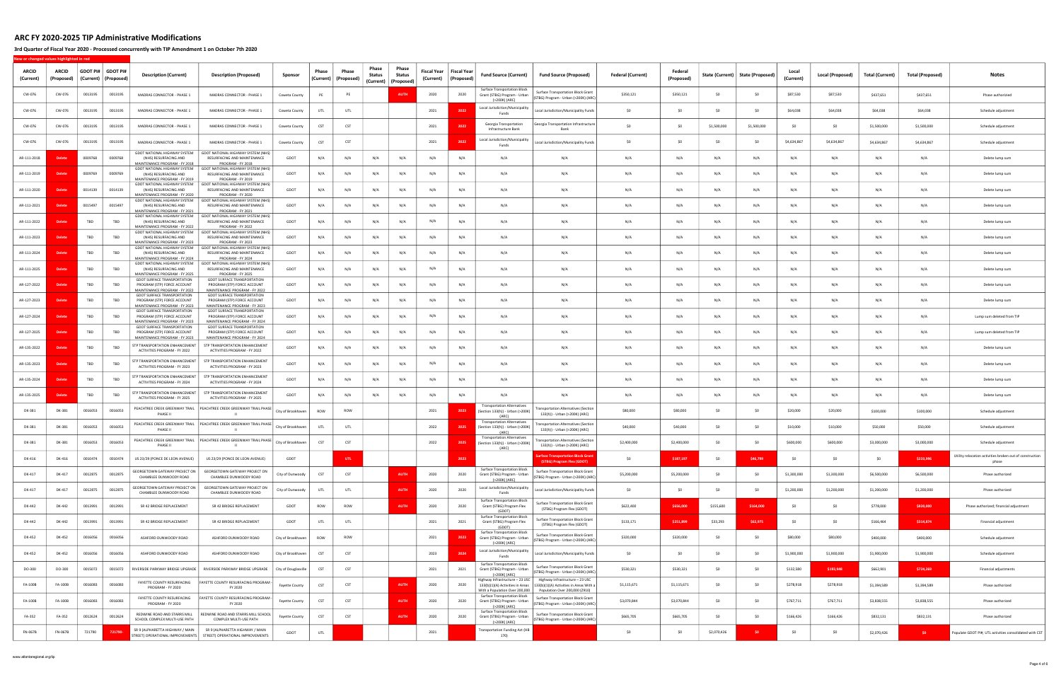# ARC FY 2020-2025 TIP Administrative Modifications

### 3rd Quarter of Fiscal Year 2020 - Processed concurrently with TIP Amendment 1 on October 7th 2020

New or changed values highlighted in red

| ARCID (Current) | ARCID (Proposed) | GDOT PI# (Current) | GDOT PI# (Proposed) | Description (Current) | Description (Proposed) | Sponsor | Phase (Current) | Phase (Proposed) | Phase Status (Current) | Phase Status (Proposed) | Fiscal Year (Current) | Fiscal Year (Proposed) | Fund Source (Current) | Fund Source (Proposed) | Federal (Current) | Federal (Proposed) | State (Current) | State (Proposed) | Local (Current) | Local (Proposed) | Total (Current) | Total (Proposed) | Notes |
|---|---|---|---|---|---|---|---|---|---|---|---|---|---|---|---|---|---|---|---|---|---|---|---|
| CW-076 | CW-076 | 0013195 | 0013195 | MADRAS CONNECTOR - PHASE 1 | MADRAS CONNECTOR - PHASE 1 | Coweta County | PE | PE | | AUTH | 2020 | 2020 | Surface Transportation Block Grant (STBG) Program - Urban (>200K) (ARC) | Surface Transportation Block Grant (STBG) Program - Urban (>200K) (ARC) | $350,121 | $350,121 | $0 | $0 | $87,530 | $87,530 | $437,651 | $437,651 | Phase authorized |
| CW-076 | CW-076 | 0013195 | 0013195 | MADRAS CONNECTOR - PHASE 1 | MADRAS CONNECTOR - PHASE 1 | Coweta County | UTL | UTL | | | 2021 | 2022 | Local Jurisdiction/Municipality Funds | Local Jurisdiction/Municipality Funds | $0 | $0 | $0 | $0 | $64,038 | $64,038 | $64,038 | $64,038 | Schedule adjustment |
| CW-076 | CW-076 | 0013195 | 0013195 | MADRAS CONNECTOR - PHASE 1 | MADRAS CONNECTOR - PHASE 1 | Coweta County | CST | CST | | | 2021 | 2022 | Georgia Transportation Infrastructure Bank | Georgia Transportation Infrastructure Bank | $0 | $0 | $1,500,000 | $1,500,000 | $0 | $0 | $1,500,000 | $1,500,000 | Schedule adjustment |
| CW-076 | CW-076 | 0013195 | 0013195 | MADRAS CONNECTOR - PHASE 1 | MADRAS CONNECTOR - PHASE 1 | Coweta County | CST | CST | | | 2021 | 2022 | Local Jurisdiction/Municipality Funds | Local Jurisdiction/Municipality Funds | $0 | $0 | $0 | $0 | $4,634,867 | $4,634,867 | $4,634,867 | $4,634,867 | Schedule adjustment |
| AR-111-2018 | Delete | 0009768 | 0009768 | GDOT NATIONAL HIGHWAY SYSTEM (NHS) RESURFACING AND MAINTENANCE PROGRAM - FY 2018 | GDOT NATIONAL HIGHWAY SYSTEM (NHS) RESURFACING AND MAINTENANCE PROGRAM - FY 2018 | GDOT | N/A | N/A | N/A | N/A | N/A | N/A | N/A | N/A | N/A | N/A | N/A | N/A | N/A | N/A | N/A | N/A | Delete lump sum |
| AR-111-2019 | Delete | 0009769 | 0009769 | GDOT NATIONAL HIGHWAY SYSTEM (NHS) RESURFACING AND MAINTENANCE PROGRAM - FY 2019 | GDOT NATIONAL HIGHWAY SYSTEM (NHS) RESURFACING AND MAINTENANCE PROGRAM - FY 2019 | GDOT | N/A | N/A | N/A | N/A | N/A | N/A | N/A | N/A | N/A | N/A | N/A | N/A | N/A | N/A | N/A | N/A | Delete lump sum |
| AR-111-2020 | Delete | 0014139 | 0014139 | GDOT NATIONAL HIGHWAY SYSTEM (NHS) RESURFACING AND MAINTENANCE PROGRAM - FY 2020 | GDOT NATIONAL HIGHWAY SYSTEM (NHS) RESURFACING AND MAINTENANCE PROGRAM - FY 2020 | GDOT | N/A | N/A | N/A | N/A | N/A | N/A | N/A | N/A | N/A | N/A | N/A | N/A | N/A | N/A | N/A | N/A | Delete lump sum |
| AR-111-2021 | Delete | 0015497 | 0015497 | GDOT NATIONAL HIGHWAY SYSTEM (NHS) RESURFACING AND MAINTENANCE PROGRAM - FY 2021 | GDOT NATIONAL HIGHWAY SYSTEM (NHS) RESURFACING AND MAINTENANCE PROGRAM - FY 2021 | GDOT | N/A | N/A | N/A | N/A | N/A | N/A | N/A | N/A | N/A | N/A | N/A | N/A | N/A | N/A | N/A | N/A | Delete lump sum |
| AR-111-2022 | Delete | TBD | TBD | GDOT NATIONAL HIGHWAY SYSTEM (NHS) RESURFACING AND MAINTENANCE PROGRAM - FY 2022 | GDOT NATIONAL HIGHWAY SYSTEM (NHS) RESURFACING AND MAINTENANCE PROGRAM - FY 2022 | GDOT | N/A | N/A | N/A | N/A | N/A | N/A | N/A | N/A | N/A | N/A | N/A | N/A | N/A | N/A | N/A | N/A | Delete lump sum |
| AR-111-2023 | Delete | TBD | TBD | GDOT NATIONAL HIGHWAY SYSTEM (NHS) RESURFACING AND MAINTENANCE PROGRAM - FY 2023 | GDOT NATIONAL HIGHWAY SYSTEM (NHS) RESURFACING AND MAINTENANCE PROGRAM - FY 2023 | GDOT | N/A | N/A | N/A | N/A | N/A | N/A | N/A | N/A | N/A | N/A | N/A | N/A | N/A | N/A | N/A | N/A | Delete lump sum |
| AR-111-2024 | Delete | TBD | TBD | GDOT NATIONAL HIGHWAY SYSTEM (NHS) RESURFACING AND MAINTENANCE PROGRAM - FY 2024 | GDOT NATIONAL HIGHWAY SYSTEM (NHS) RESURFACING AND MAINTENANCE PROGRAM - FY 2024 | GDOT | N/A | N/A | N/A | N/A | N/A | N/A | N/A | N/A | N/A | N/A | N/A | N/A | N/A | N/A | N/A | N/A | Delete lump sum |
| AR-111-2025 | Delete | TBD | TBD | GDOT NATIONAL HIGHWAY SYSTEM (NHS) RESURFACING AND MAINTENANCE PROGRAM - FY 2025 | GDOT NATIONAL HIGHWAY SYSTEM (NHS) RESURFACING AND MAINTENANCE PROGRAM - FY 2025 | GDOT | N/A | N/A | N/A | N/A | N/A | N/A | N/A | N/A | N/A | N/A | N/A | N/A | N/A | N/A | N/A | N/A | Delete lump sum |
| AR-127-2022 | Delete | TBD | TBD | GDOT SURFACE TRANSPORTATION PROGRAM (STP) FORCE ACCOUNT MAINTENANCE PROGRAM - FY 2022 | GDOT SURFACE TRANSPORTATION PROGRAM (STP) FORCE ACCOUNT MAINTENANCE PROGRAM - FY 2022 | GDOT | N/A | N/A | N/A | N/A | N/A | N/A | N/A | N/A | N/A | N/A | N/A | N/A | N/A | N/A | N/A | N/A | Delete lump sum |
| AR-127-2023 | Delete | TBD | TBD | GDOT SURFACE TRANSPORTATION PROGRAM (STP) FORCE ACCOUNT MAINTENANCE PROGRAM - FY 2023 | GDOT SURFACE TRANSPORTATION PROGRAM (STP) FORCE ACCOUNT MAINTENANCE PROGRAM - FY 2023 | GDOT | N/A | N/A | N/A | N/A | N/A | N/A | N/A | N/A | N/A | N/A | N/A | N/A | N/A | N/A | N/A | N/A | Delete lump sum |
| AR-127-2024 | Delete | TBD | TBD | GDOT SURFACE TRANSPORTATION PROGRAM (STP) FORCE ACCOUNT MAINTENANCE PROGRAM - FY 2023 | GDOT SURFACE TRANSPORTATION PROGRAM (STP) FORCE ACCOUNT MAINTENANCE PROGRAM - FY 2024 | GDOT | N/A | N/A | N/A | N/A | N/A | N/A | N/A | N/A | N/A | N/A | N/A | N/A | N/A | N/A | N/A | N/A | Lump sum deleted from TIP |
| AR-127-2025 | Delete | TBD | TBD | GDOT SURFACE TRANSPORTATION PROGRAM (STP) FORCE ACCOUNT MAINTENANCE PROGRAM - FY 2023 | GDOT SURFACE TRANSPORTATION PROGRAM (STP) FORCE ACCOUNT MAINTENANCE PROGRAM - FY 2024 | GDOT | N/A | N/A | N/A | N/A | N/A | N/A | N/A | N/A | N/A | N/A | N/A | N/A | N/A | N/A | N/A | N/A | Lump sum deleted from TIP |
| AR-135-2022 | Delete | TBD | TBD | STP TRANSPORTATION ENHANCEMENT ACTIVITIES PROGRAM - FY 2022 | STP TRANSPORTATION ENHANCEMENT ACTIVITIES PROGRAM - FY 2022 | GDOT | N/A | N/A | N/A | N/A | N/A | N/A | N/A | N/A | N/A | N/A | N/A | N/A | N/A | N/A | N/A | N/A | Delete lump sum |
| AR-135-2023 | Delete | TBD | TBD | STP TRANSPORTATION ENHANCEMENT ACTIVITIES PROGRAM - FY 2023 | STP TRANSPORTATION ENHANCEMENT ACTIVITIES PROGRAM - FY 2023 | GDOT | N/A | N/A | N/A | N/A | N/A | N/A | N/A | N/A | N/A | N/A | N/A | N/A | N/A | N/A | N/A | N/A | Delete lump sum |
| AR-135-2024 | Delete | TBD | TBD | STP TRANSPORTATION ENHANCEMENT ACTIVITIES PROGRAM - FY 2024 | STP TRANSPORTATION ENHANCEMENT ACTIVITIES PROGRAM - FY 2024 | GDOT | N/A | N/A | N/A | N/A | N/A | N/A | N/A | N/A | N/A | N/A | N/A | N/A | N/A | N/A | N/A | N/A | Delete lump sum |
| AR-135-2025 | Delete | TBD | TBD | STP TRANSPORTATION ENHANCEMENT ACTIVITIES PROGRAM - FY 2025 | STP TRANSPORTATION ENHANCEMENT ACTIVITIES PROGRAM - FY 2025 | GDOT | N/A | N/A | N/A | N/A | N/A | N/A | N/A | N/A | N/A | N/A | N/A | N/A | N/A | N/A | N/A | N/A | Delete lump sum |
| DK-381 | DK-381 | 0016053 | 0016053 | PEACHTREE CREEK GREENWAY TRAIL PHASE II | PEACHTREE CREEK GREENWAY TRAIL PHASE II | City of Brookhaven | ROW | ROW | | | 2021 | 2023 | Transportation Alternatives (Section 133(h)) - Urban (>200K) (ARC) | Transportation Alternatives (Section 133(h)) - Urban (>200K) (ARC) | $80,000 | $80,000 | $0 | $0 | $20,000 | $20,000 | $100,000 | $100,000 | Schedule adjustment |
| DK-381 | DK-381 | 0016053 | 0016053 | PEACHTREE CREEK GREENWAY TRAIL PHASE II | PEACHTREE CREEK GREENWAY TRAIL PHASE II | City of Brookhaven | UTL | UTL | | | 2022 | 2025 | Transportation Alternatives (Section 133(h)) - Urban (>200K) (ARC) | Transportation Alternatives (Section 133(h)) - Urban (>200K) (ARC) | $40,000 | $40,000 | $0 | $0 | $10,000 | $10,000 | $50,000 | $50,000 | Schedule adjustment |
| DK-381 | DK-381 | 0016053 | 0016053 | PEACHTREE CREEK GREENWAY TRAIL PHASE II | PEACHTREE CREEK GREENWAY TRAIL PHASE II | City of Brookhaven | CST | CST | | | 2022 | 2025 | Transportation Alternatives (Section 133(h)) - Urban (>200K) (ARC) | Transportation Alternatives (Section 133(h)) - Urban (>200K) (ARC) | $2,400,000 | $2,400,000 | $0 | $0 | $600,000 | $600,000 | $3,000,000 | $3,000,000 | Schedule adjustment |
| DK-416 | DK-416 | 0010474 | 0010474 | US 23/29 (PONCE DE LEON AVENUE) | US 23/29 (PONCE DE LEON AVENUE) | GDOT | | UTL | | | | 2023 | | Surface Transportation Block Grant (STBG) Program Flex (GDOT) | $0 | $187,197 | $0 | $46,799 | $0 | $0 | $0 | $233,996 | Utility relocation activities broken out of construction phase |
| DK-417 | DK-417 | 0012875 | 0012875 | GEORGETOWN GATEWAY PROJECT ON CHAMBLEE DUNWOODY ROAD | GEORGETOWN GATEWAY PROJECT ON CHAMBLEE DUNWOODY ROAD | City of Dunwoody | CST | CST | | AUTH | 2020 | 2020 | Surface Transportation Block Grant (STBG) Program - Urban (>200K) (ARC) | Surface Transportation Block Grant (STBG) Program - Urban (>200K) (ARC) | $5,200,000 | $5,200,000 | $0 | $0 | $1,300,000 | $1,300,000 | $6,500,000 | $6,500,000 | Phase authorized |
| DK-417 | DK-417 | 0012875 | 0012875 | GEORGETOWN GATEWAY PROJECT ON CHAMBLEE DUNWOODY ROAD | GEORGETOWN GATEWAY PROJECT ON CHAMBLEE DUNWOODY ROAD | City of Dunwoody | UTL | UTL | | AUTH | 2020 | 2020 | Local Jurisdiction/Municipality Funds | Local Jurisdiction/Municipality Funds | $0 | $0 | $0 | $0 | $1,200,000 | $1,200,000 | $1,200,000 | $1,200,000 | Phase authorized |
| DK-442 | DK-442 | 0013991 | 0013991 | SR 42 BRIDGE REPLACEMENT | SR 42 BRIDGE REPLACEMENT | GDOT | ROW | ROW | | AUTH | 2020 | 2020 | Surface Transportation Block Grant (STBG) Program Flex (GDOT) | Surface Transportation Block Grant (STBG) Program Flex (GDOT) | $622,400 | $656,000 | $155,600 | $164,000 | $0 | $0 | $778,000 | $820,000 | Phase authorized; financial adjustment |
| DK-442 | DK-442 | 0013991 | 0013991 | SR 42 BRIDGE REPLACEMENT | SR 42 BRIDGE REPLACEMENT | GDOT | UTL | UTL | | | 2021 | 2021 | Surface Transportation Block Grant (STBG) Program Flex (GDOT) | Surface Transportation Block Grant (STBG) Program Flex (GDOT) | $133,171 | $251,899 | $33,293 | $62,975 | $0 | $0 | $166,464 | $314,874 | Financial adjustment |
| DK-452 | DK-452 | 0016056 | 0016056 | ASHFORD DUNWOODY ROAD | ASHFORD DUNWOODY ROAD | City of Brookhaven | ROW | ROW | | | 2021 | 2023 | Surface Transportation Block Grant (STBG) Program - Urban (>200K) (ARC) | Surface Transportation Block Grant (STBG) Program - Urban (>200K) (ARC) | $320,000 | $320,000 | $0 | $0 | $80,000 | $80,000 | $400,000 | $400,000 | Schedule adjustment |
| DK-452 | DK-452 | 0016056 | 0016056 | ASHFORD DUNWOODY ROAD | ASHFORD DUNWOODY ROAD | City of Brookhaven | CST | CST | | | 2023 | 2024 | Local Jurisdiction/Municipality Funds | Local Jurisdiction/Municipality Funds | $0 | $0 | $0 | $0 | $1,900,000 | $1,900,000 | $1,900,000 | $1,900,000 | Schedule adjustment |
| DO-300 | DO-300 | 0015072 | 0015072 | RIVERSIDE PARKWAY BRIDGE UPGRADE | RIVERSIDE PARKWAY BRIDGE UPGRADE | City of Douglasville | CST | CST | | | 2021 | 2021 | Surface Transportation Block Grant (STBG) Program - Urban (>200K) (ARC) | Surface Transportation Block Grant (STBG) Program - Urban (>200K) (ARC) | $530,321 | $530,321 | $0 | $0 | $132,580 | $193,948 | $662,901 | $724,269 | Financial adjustments |
| FA-100B | FA-100B | 0016083 | 0016083 | FAYETTE COUNTY RESURFACING PROGRAM - FY 2020 | FAYETTE COUNTY RESURFACING PROGRAM - FY 2020 | Fayette County | CST | CST | | AUTH | 2020 | 2020 | Highway Infrastructure – 23 USC 133(b)(1)(A) Activities in Areas With a Population Over 200,000 | Highway Infrastructure – 23 USC 133(b)(1)(A) Activities in Areas With a Population Over 200,000 (2018) | $1,115,671 | $1,115,671 | $0 | $0 | $278,918 | $278,918 | $1,394,589 | $1,394,589 | Phase authorized |
| FA-100B | FA-100B | 0016083 | 0016083 | FAYETTE COUNTY RESURFACING PROGRAM - FY 2020 | FAYETTE COUNTY RESURFACING PROGRAM - FY 2020 | Fayette County | CST | CST | | AUTH | 2020 | 2020 | Surface Transportation Block Grant (STBG) Program - Urban (>200K) (ARC) | Surface Transportation Block Grant (STBG) Program - Urban (>200K) (ARC) | $3,070,844 | $3,070,844 | $0 | $0 | $767,711 | $767,711 | $3,838,555 | $3,838,555 | Phase authorized |
| FA-352 | FA-352 | 0012624 | 0012624 | REDWINE ROAD AND STARRS MILL SCHOOL COMPLEX MULTI-USE PATH | REDWINE ROAD AND STARRS MILL SCHOOL COMPLEX MULTI-USE PATH | Fayette County | CST | CST | | AUTH | 2020 | 2020 | Surface Transportation Block Grant (STBG) Program - Urban (>200K) (ARC) | Surface Transportation Block Grant (STBG) Program - Urban (>200K) (ARC) | $665,705 | $665,705 | $0 | $0 | $166,426 | $166,426 | $832,131 | $832,131 | Phase authorized |
| FN-067B | FN-067B | 721790 | 721790- | SR 9 (ALPHARETTA HIGHWAY / MAIN STREET) OPERATIONAL IMPROVEMENTS | SR 9 (ALPHARETTA HIGHWAY / MAIN STREET) OPERATIONAL IMPROVEMENTS | GDOT | UTL | | | | 2021 | | Transportation Funding Act (HB 170) | | $0 | $0 | $2,070,426 | $0 | $0 | $0 | $2,070,426 | $0 | Populate GDOT PI#; UTL activities consolidated with CST |

www.atlantaregional.org/tip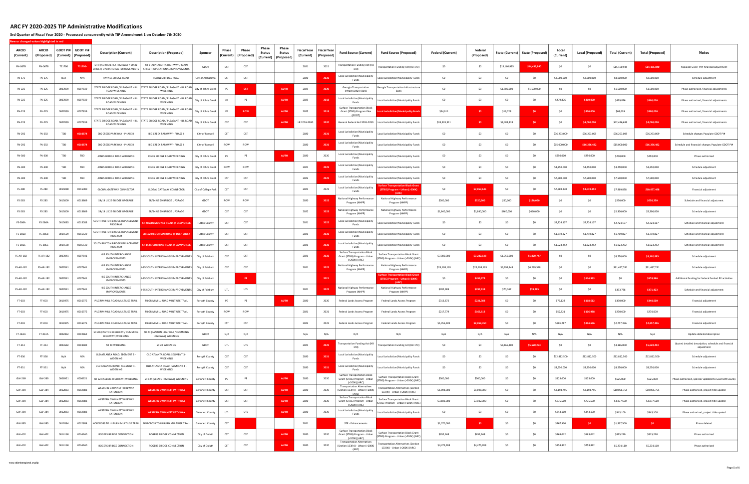# ARC FY 2020-2025 TIP Administrative Modifications

### 3rd Quarter of Fiscal Year 2020 - Processed concurrently with TIP Amendment 1 on October 7th 2020

New or changed values highlighted in red

| ARCID (Current) | ARCID (Proposed) | GDOT PI# (Current) | GDOT PI# (Proposed) | Description (Current) | Description (Proposed) | Sponsor | Phase (Current) | Phase (Proposed) | Phase Status (Current) | Phase Status (Proposed) | Fiscal Year (Current) | Fiscal Year (Proposed) | Fund Source (Current) | Fund Source (Proposed) | Federal (Current) | Federal (Proposed) | State (Current) | State (Proposed) | Local (Current) | Local (Proposed) | Total (Current) | Total (Proposed) | Notes |
|---|---|---|---|---|---|---|---|---|---|---|---|---|---|---|---|---|---|---|---|---|---|---|---|
| FN-067B | FN-067B | 721790 | 721790- | SR 9 (ALPHARETTA HIGHWAY / MAIN STREET) OPERATIONAL IMPROVEMENTS | SR 9 (ALPHARETTA HIGHWAY / MAIN STREET) OPERATIONAL IMPROVEMENTS | GDOT | CST | CST | | | 2021 | 2021 | Transportation Funding Act (HB 170) | Transportation Funding Act (HB 170) | $0 | $0 | $15,160,835 | $14,436,840 | $0 | $0 | $15,160,835 | $14,436,840 | Populate GDOT PI#; financial adjustment |
| FN-175 | FN-175 | N/A | N/A | HAYNES BRIDGE ROAD | HAYNES BRIDGE ROAD | City of Alpharetta | CST | CST | | | 2020 | 2022 | Local Jurisdiction/Municipality Funds | Local Jurisdiction/Municipality Funds | $0 | $0 | $0 | $0 | $8,000,000 | $8,000,000 | $8,000,000 | $8,000,000 | Schedule adjustment |
| FN-225 | FN-225 | 0007839 | 0007839 | STATE BRIDGE ROAD / PLEASANT HILL ROAD WIDENING | STATE BRIDGE ROAD / PLEASANT HILL ROAD WIDENING | City of Johns Creek | PE | CST | | AUTH | 2025 | 2020 | Georgia Transportation Infrastructure Bank | Georgia Transportation Infrastructure Bank | $0 | $0 | $1,500,000 | $1,500,000 | $0 | $0 | $1,500,000 | $1,500,000 | Phase authorized, financial adjustments |
| FN-225 | FN-225 | 0007839 | 0007839 | STATE BRIDGE ROAD / PLEASANT HILL ROAD WIDENING | STATE BRIDGE ROAD / PLEASANT HILL ROAD WIDENING | City of Johns Creek | PE | PE | | AUTH | 2025 | 2018 | Local Jurisdiction/Municipality Funds | Local Jurisdiction/Municipality Funds | $0 | $0 | $0 | $0 | $479,876 | $300,000 | $479,876 | $300,000 | Phase authorized, financial adjustments |
| FN-225 | FN-225 | 0007839 | 0007839 | STATE BRIDGE ROAD / PLEASANT HILL ROAD WIDENING | STATE BRIDGE ROAD / PLEASANT HILL ROAD WIDENING | City of Johns Creek | PE | ROW | | AUTH | 2025 | 2019 | Surface Transportation Block Grant (STBG) Program Flex (GDOT) | Local Jurisdiction/Municipality Funds | $54,911 | $0 | $13,728 | $0 | $0 | $300,000 | $68,639 | $300,000 | Phase authorized, financial adjustments |
| FN-225 | FN-225 | 0007839 | 0007839 | STATE BRIDGE ROAD / PLEASANT HILL ROAD WIDENING | STATE BRIDGE ROAD / PLEASANT HILL ROAD WIDENING | City of Johns Creek | CST | CST | | AUTH | LR 2026-2030 | 2020 | General Federal Aid 2026-2050 | Local Jurisdiction/Municipality Funds | $33,933,311 | $0 | $8,483,328 | $0 | $0 | $4,000,000 | $42,416,639 | $4,000,000 | Phase authorized, financial adjustments |
| FN-292 | FN-292 | TBD | 0016874 | BIG CREEK PARKWAY - PHASE II | BIG CREEK PARKWAY - PHASE II | City of Roswell | CST | CST | | | 2020 | 2021 | Local Jurisdiction/Municipality Funds | Local Jurisdiction/Municipality Funds | $0 | $0 | $0 | $0 | $36,293,009 | $36,293,009 | $36,293,009 | $36,293,009 | Schedule change; Populate GDOT PI# |
| FN-292 | FN-292 | TBD | 0016874 | BIG CREEK PARKWAY - PHASE II | BIG CREEK PARKWAY - PHASE II | City of Roswell | ROW | ROW | | | 2020 | 2021 | Local Jurisdiction/Municipality Funds | Local Jurisdiction/Municipality Funds | $0 | $0 | $0 | $0 | $15,000,000 | $16,236,482 | $15,000,000 | $16,236,482 | Schedule and financial change; Populate GDOT PI# |
| FN-300 | FN-300 | TBD | TBD | JONES BRIDGE ROAD WIDENING | JONES BRIDGE ROAD WIDENING | City of Johns Creek | PE | PE | | AUTH | 2020 | 2020 | Local Jurisdiction/Municipality Funds | Local Jurisdiction/Municipality Funds | $0 | $0 | $0 | $0 | $250,000 | $250,000 | $250,000 | $250,000 | Phase authorized |
| FN-300 | FN-300 | TBD | TBD | JONES BRIDGE ROAD WIDENING | JONES BRIDGE ROAD WIDENING | City of Johns Creek | ROW | ROW | | | 2021 | 2022 | Local Jurisdiction/Municipality Funds | Local Jurisdiction/Municipality Funds | $0 | $0 | $0 | $0 | $3,250,000 | $3,250,000 | $3,250,000 | $3,250,000 | Schedule adjustment |
| FN-300 | FN-300 | TBD | TBD | JONES BRIDGE ROAD WIDENING | JONES BRIDGE ROAD WIDENING | City of Johns Creek | CST | CST | | | 2022 | 2023 | Local Jurisdiction/Municipality Funds | Local Jurisdiction/Municipality Funds | $0 | $0 | $0 | $0 | $7,500,000 | $7,500,000 | $7,500,000 | $7,500,000 | Schedule adjustment |
| FS-280 | FS-280 | 0015080 | 0015080 | GLOBAL GATEWAY CONNECTOR | GLOBAL GATEWAY CONNECTOR | City of College Park | CST | CST | | | 2021 | 2021 | Local Jurisdiction/Municipality Funds | Surface Transportation Block Grant (STBG) Program - Urban (>200K) (ARC) | $0 | $7,057,645 | $0 | $0 | $7,869,838 | $3,019,853 | $7,869,838 | $10,077,498 | Financial adjustment |
| FS-283 | FS-283 | 0013809 | 0013809 | SR/14 US 29 BRIDGE UPGRADE | SR/14 US 29 BRIDGE UPGRADE | GDOT | ROW | ROW | | | 2020 | 2022 | National Highway Performance Program (NHPP) | National Highway Performance Program (NHPP) | $200,000 | $520,200 | $50,000 | $130,050 | $0 | $0 | $250,000 | $650,250 | Schedule and financial adjustment |
| FS-283 | FS-283 | 0013809 | 0013809 | SR/14 US 29 BRIDGE UPGRADE | SR/14 US 29 BRIDGE UPGRADE | GDOT | CST | CST | | | 2022 | 2023 | National Highway Performance Program (NHPP) | National Highway Performance Program (NHPP) | $1,840,000 | $1,840,000 | $460,000 | $460,000 | $0 | $0 | $2,300,000 | $2,300,000 | Schedule adjustment |
| FS-286A | FS-286A | 0015083 | 0015083 | SOUTH FULTON BRIDGE REPLACEMENT PROGRAM | CR 485/DEMOONEY ROAD @ DEEP CREEK | Fulton County | CST | CST | | | 2021 | 2022 | Local Jurisdiction/Municipality Funds | Local Jurisdiction/Municipality Funds | $0 | $0 | $0 | $0 | $2,724,107 | $2,724,107 | $2,724,107 | $2,724,107 | Schedule and financial adjustment |
| FS-286B | FS-286B | 0015529 | 0015529 | SOUTH FULTON BRIDGE REPLACEMENT PROGRAM | CR 1529/COCHRAN ROAD @ DEEP CREEK | Fulton County | CST | CST | | | 2021 | 2022 | Local Jurisdiction/Municipality Funds | Local Jurisdiction/Municipality Funds | $0 | $0 | $0 | $0 | $1,719,827 | $1,719,827 | $1,719,827 | $1,719,827 | Schedule and financial adjustment |
| FS-286C | FS-286C | 0015530 | 0015530 | SOUTH FULTON BRIDGE REPLACEMENT PROGRAM | CR 1529/COCHRAN ROAD @ CAMP CREEK | Fulton County | CST | CST | | | 2021 | 2022 | Local Jurisdiction/Municipality Funds | Local Jurisdiction/Municipality Funds | $0 | $0 | $0 | $0 | $1,923,252 | $1,923,252 | $1,923,252 | $1,923,252 | Schedule and financial adjustment |
| FS-AR-182 | FS-AR-182 | 0007841 | 0007841 | I-85 SOUTH INTERCHANGE IMPROVEMENTS | I-85 SOUTH INTERCHANGE IMPROVEMENTS | City of Fairburn | CST | CST | | | 2021 | 2022 | Surface Transportation Block Grant (STBG) Program - Urban (>200K) (ARC) | Surface Transportation Block Grant (STBG) Program - Urban (>200K) (ARC) | $7,000,000 | $7,282,138 | $1,750,000 | $1,820,747 | $0 | $0 | $8,750,000 | $9,102,885 | Schedule adjustment |
| FS-AR-182 | FS-AR-182 | 0007841 | 0007841 | I-85 SOUTH INTERCHANGE IMPROVEMENTS | I-85 SOUTH INTERCHANGE IMPROVEMENTS | City of Fairburn | CST | CST | | | 2021 | 2022 | National Highway Performance Program (NHPP) | National Highway Performance Program (NHPP) | $25,198,193 | $25,198,193 | $6,299,548 | $6,299,548 | $0 | $0 | $31,497,741 | $31,497,741 | Schedule adjustment |
| FS-AR-182 | FS-AR-182 | 0007841 | 0007841 | I-85 SOUTH INTERCHANGE IMPROVEMENTS | I-85 SOUTH INTERCHANGE IMPROVEMENTS | City of Fairburn | | PE | | | | 2021 | | Surface Transportation Block Grant (STBG) Program - Urban (>200K) (ARC) | $0 | $459,973 | $0 | $0 | $0 | $114,993 | $0 | $574,966 | Additional funding for federal funded PE activities |
| FS-AR-182 | FS-AR-182 | 0007841 | 0007841 | I-85 SOUTH INTERCHANGE IMPROVEMENTS | I-85 SOUTH INTERCHANGE IMPROVEMENTS | City of Fairburn | UTL | UTL | | | 2021 | 2022 | National Highway Performance Program (NHPP) | National Highway Performance Program (NHPP) | $282,989 | $297,138 | $70,747 | $74,285 | $0 | $0 | $353,736 | $371,423 | Schedule and financial adjustment |
| FT-003 | FT-003 | 0016975 | 0016975 | PILGRIM MILL ROAD MULTIUSE TRAIL | PILGRIM MILL ROAD MULTIUSE TRAIL | Forsyth County | PE | PE | | AUTH | 2020 | 2020 | Federal Lands Access Program | Federal Lands Access Program | $313,872 | $221,388 | $0 | $0 | $76,128 | $118,612 | $390,000 | $340,000 | Financial adjustment |
| FT-003 | FT-003 | 0016975 | 0016975 | PILGRIM MILL ROAD MULTIUSE TRAIL | PILGRIM MILL ROAD MULTIUSE TRAIL | Forsyth County | ROW | ROW | | | 2021 | 2021 | Federal Lands Access Program | Federal Lands Access Program | $217,779 | $163,612 | $0 | $0 | $52,821 | $106,988 | $270,600 | $270,600 | Financial adjustment |
| FT-003 | FT-003 | 0016975 | 0016975 | PILGRIM MILL ROAD MULTIUSE TRAIL | PILGRIM MILL ROAD MULTIUSE TRAIL | Forsyth County | CST | CST | | | 2022 | 2022 | Federal Lands Access Program | Federal Lands Access Program | $1,956,109 | $2,052,760 | $0 | $0 | $801,287 | $804,636 | $2,757,396 | $2,857,396 | Financial adjustment |
| FT-061A | FT-061A | 0002862 | 0002862 | SR 20 (CANTON HIGHWAY / CUMMING HIGHWAY) WIDENING | SR 20 (CANTON HIGHWAY / CUMMING HIGHWAY) WIDENING | GDOT | N/A | N/A | | | N/A | N/A | N/A | N/A | N/A | N/A | N/A | N/A | N/A | N/A | N/A | N/A | Update detailed description |
| FT-313 | FT-313 | 0003682 | 0003682 | SR 20 WIDENING | SR 20 WIDENING | GDOT | UTL | UTL | | | 2021 | 2023 | Transportation Funding Act (HB 170) | Transportation Funding Act (HB 170) | $0 | $0 | $3,166,800 | $5,620,293 | $0 | $0 | $3,166,800 | $5,620,293 | Upated detailed description, schedule and financial adjustment |
| FT-330 | FT-330 | N/A | N/A | OLD ATLANTA ROAD: SEGMENT 3 - WIDENING | OLD ATLANTA ROAD: SEGMENT 3 - WIDENING | Forsyth County | CST | CST | | | 2020 | 2021 | Local Jurisdiction/Municipality Funds | Local Jurisdiction/Municipality Funds | $0 | $0 | $0 | $0 | $12,812,500 | $12,812,500 | $12,812,500 | $12,812,500 | Schedule adjustment |
| FT-331 | FT-331 | N/A | N/A | OLD ATLANTA ROAD: SEGMENT 4 - WIDENING | OLD ATLANTA ROAD: SEGMENT 4 - WIDENING | Forsyth County | CST | CST | | | 2020 | 2021 | Local Jurisdiction/Municipality Funds | Local Jurisdiction/Municipality Funds | $0 | $0 | $0 | $0 | $8,550,000 | $8,550,000 | $8,550,000 | $8,550,000 | Schedule adjustment |
| GW-269 | GW-269 | 0006921 | 0006921 | SR 124 (SCENIC HIGHWAY) WIDENING | SR 124 (SCENIC HIGHWAY) WIDENING | Gwinnett County | PE | PE | | AUTH | 2020 | 2020 | Surface Transportation Block Grant (STBG) Program - Urban (>200K) (ARC) | Surface Transportation Block Grant (STBG) Program - Urban (>200K) (ARC) | $500,000 | $500,000 | $0 | $0 | $125,000 | $125,000 | $625,000 | $625,000 | Phase authorized, sponsor updated to Gwinnett County |
| GW-384 | GW-384 | 0012883 | 0012883 | WESTERN GWINNETT BIKEWAY EXTENSION | WESTERN GWINNETT PATHWAY | Gwinnett County | CST | CST | | AUTH | 2020 | 2020 | Transportation Alternatives (Section 133(h)) - Urban (>200K) (ARC) | Transportation Alternatives (Section 133(h)) - Urban (>200K) (ARC) | $1,898,000 | $1,898,000 | $0 | $0 | $8,198,755 | $8,198,755 | $10,096,755 | $10,096,755 | Phase authorized, project title upated |
| GW-384 | GW-384 | 0012883 | 0012883 | WESTERN GWINNETT BIKEWAY EXTENSION | WESTERN GWINNETT PATHWAY | Gwinnett County | CST | CST | | AUTH | 2020 | 2020 | Surface Transportation Block Grant (STBG) Program - Urban (>200K) (ARC) | Surface Transportation Block Grant (STBG) Program - Urban (>200K) (ARC) | $3,102,000 | $3,102,000 | $0 | $0 | $775,500 | $775,500 | $3,877,500 | $3,877,500 | Phase authorized, project title upated |
| GW-384 | GW-384 | 0012883 | 0012883 | WESTERN GWINNETT BIKEWAY EXTENSION | WESTERN GWINNETT PATHWAY | Gwinnett County | UTL | UTL | | AUTH | 2020 | 2020 | Local Jurisdiction/Municipality Funds | Local Jurisdiction/Municipality Funds | $0 | $0 | $0 | $0 | $343,100 | $343,100 | $343,100 | $343,100 | Phase authorized, project title upated |
| GW-385 | GW-385 | 0012884 | 0012884 | NORCROSS TO LILBURN MULTIUSE TRAIL | NORCROSS TO LILBURN MULTIUSE TRAIL | Gwinnett County | CST | | | | 2021 | | STP - Enhancements | | $1,070,000 | $0 | $0 | $0 | $267,500 | $0 | $1,337,500 | $0 | Phase deleted |
| GW-402 | GW-402 | 0014160 | 0014160 | ROGERS BRIDGE CONNECTION | ROGERS BRIDGE CONNECTION | City of Duluth | CST | CST | | AUTH | 2020 | 2020 | Surface Transportation Block Grant (STBG) Program - Urban (>200K) (ARC) | Surface Transportation Block Grant (STBG) Program - Urban (>200K) (ARC) | $652,168 | $652,168 | $0 | $0 | $163,042 | $163,042 | $815,210 | $815,210 | Phase authorized |
| GW-402 | GW-402 | 0014160 | 0014160 | ROGERS BRIDGE CONNECTION | ROGERS BRIDGE CONNECTION | City of Duluth | CST | CST | | AUTH | 2020 | 2020 | Transportation Alternatives (Section 133(h)) - Urban (>200K) (ARC) | Transportation Alternatives (Section 133(h)) - Urban (>200K) (ARC) | $4,475,288 | $4,475,288 | $0 | $0 | $758,822 | $758,822 | $5,234,110 | $5,234,110 | Phase authorized |

www.atlantaregional.org/tip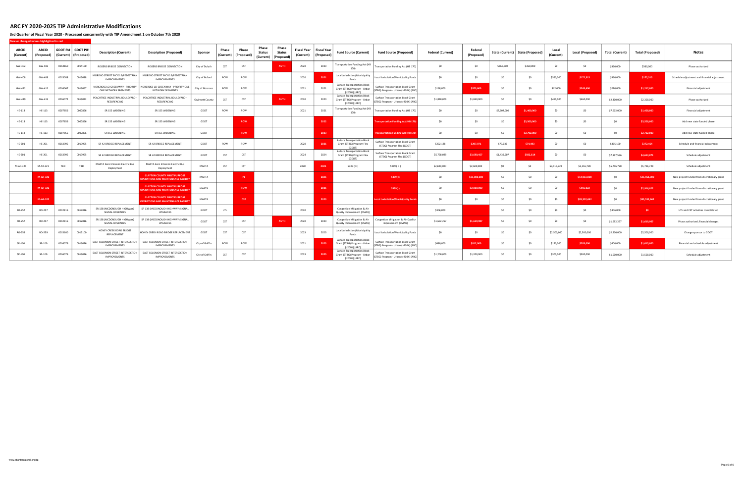# ARC FY 2020-2025 TIP Administrative Modifications

## 3rd Quarter of Fiscal Year 2020 - Processed concurrently with TIP Amendment 1 on October 7th 2020

New or changed values highlighted in red

| ARCID (Current) | ARCID (Proposed) | GDOT PI# (Current) | GDOT PI# (Proposed) | Description (Current) | Description (Proposed) | Sponsor | Phase (Current) | Phase (Proposed) | Phase Status (Current) | Phase Status (Proposed) | Fiscal Year (Current) | Fiscal Year (Proposed) | Fund Source (Current) | Fund Source (Proposed) | Federal (Current) | Federal (Proposed) | State (Current) | State (Proposed) | Local (Current) | Local (Proposed) | Total (Current) | Total (Proposed) | Notes |
|---|---|---|---|---|---|---|---|---|---|---|---|---|---|---|---|---|---|---|---|---|---|---|---|
| GW-402 | GW-402 | 0014160 | 0014160 | ROGERS BRIDGE CONNECTION | ROGERS BRIDGE CONNECTION | City of Duluth | CST | CST | | AUTH | 2020 | 2020 | Transportation Funding Act (HB 170) | Transportation Funding Act (HB 170) | $0 | $0 | $360,000 | $360,000 | $0 | $0 | $360,000 | $360,000 | Phase authorized |
| GW-408 | GW-408 | 0015088 | 0015088 | MORENO STREET BICYCLE/PEDESTRIAN IMPROVEMENTS | MORENO STREET BICYCLE/PEDESTRIAN IMPROVEMENTS | City of Buford | ROW | ROW | | | 2020 | 2021 | Local Jurisdiction/Municipality Funds | Local Jurisdiction/Municipality Funds | $0 | $0 | $0 | $0 | $360,000 | $172,315 | $360,000 | $172,315 | Schedule adjustment and financial adjustment |
| GW-412 | GW-412 | 0016067 | 0016067 | NORCROSS LCI GREENWAY - PRIORITY ONE NETWORK SEGMENTS | NORCROSS LCI GREENWAY - PRIORITY ONE NETWORK SEGMENTS | City of Norcross | ROW | ROW | | | 2021 | 2021 | Surface Transportation Block Grant (STBG) Program - Urban (>200K) (ARC) | Surface Transportation Block Grant (STBG) Program - Urban (>200K) (ARC) | $168,000 | $973,600 | $0 | $0 | $42,000 | $243,400 | $210,000 | $1,217,000 | Financial adjustment |
| GW-419 | GW-419 | 0016072 | 0016072 | PEACHTREE INDUSTRIAL BOULEVARD - RESURFACING | PEACHTREE INDUSTRIAL BOULEVARD - RESURFACING | Gwinnett County | CST | CST | | AUTH | 2020 | 2020 | Surface Transportation Block Grant (STBG) Program - Urban (>200K) (ARC) | Surface Transportation Block Grant (STBG) Program - Urban (>200K) (ARC) | $1,840,000 | $1,840,000 | $0 | $0 | $460,000 | $460,000 | $2,300,000 | $2,300,000 | Phase authorized |
| HE-113 | HE-113 | 0007856 | 0007856 | SR 155 WIDENING | SR 155 WIDENING | GDOT | ROW | ROW | | | 2021 | 2021 | Transportation Funding Act (HB 170) | Transportation Funding Act (HB 170) | $0 | $0 | $7,602,000 | $1,400,000 | $0 | $0 | $7,602,000 | $1,400,000 | Financial adjustment |
| HE-113 | HE-113 | 0007856 | 0007856 | SR 155 WIDENING | SR 155 WIDENING | GDOT | | ROW | | | | 2022 | | Transportation Funding Act (HB 170) | $0 | $0 | $0 | $3,500,000 | $0 | $0 | $0 | $3,500,000 | Add new state funded phase |
| HE-113 | HE-113 | 0007856 | 0007856 | SR 155 WIDENING | SR 155 WIDENING | GDOT | | ROW | | | | 2023 | | Transportation Funding Act (HB 170) | $0 | $0 | $0 | $2,702,000 | $0 | $0 | $0 | $2,702,000 | Add new state funded phase |
| HE-201 | HE-201 | 0013995 | 0013995 | SR 42 BRIDGE REPLACEMENT | SR 42 BRIDGE REPLACEMENT | GDOT | ROW | ROW | | | 2020 | 2021 | Surface Transportation Block Grant (STBG) Program Flex (GDOT) | Surface Transportation Block Grant (STBG) Program Flex (GDOT) | $292,128 | $297,971 | $73,032 | $74,493 | $0 | $0 | $365,160 | $372,464 | Schedule and financial adjustment |
| HE-201 | HE-201 | 0013995 | 0013995 | SR 42 BRIDGE REPLACEMENT | SR 42 BRIDGE REPLACEMENT | GDOT | CST | CST | | | 2024 | 2024 | Surface Transportation Block Grant (STBG) Program Flex (GDOT) | Surface Transportation Block Grant (STBG) Program Flex (GDOT) | $5,758,029 | $3,690,457 | $1,439,507 | $922,614 | $0 | $0 | $7,197,536 | $4,613,071 | Schedule adjustment |
| M-AR-321 | M-AR-321 | TBD | TBD | MARTA Zero Emission Electric Bus Deployment | MARTA Zero Emission Electric Bus Deployment | MARTA | CST | CST | | | 2020 | 2021 | 5339 ( C ) | 5339 ( C ) | $2,600,000 | $2,600,000 | $0 | $0 | $3,116,728 | $3,116,728 | $5,716,728 | $5,716,728 | Schedule adjustment |
| | M-AR-322 | | | | CLAYTON COUNTY MULTIPURPOSE OPERATIONS AND MAINTENANCE FACILITY | MARTA | | PE | | | | 2021 | | 5339(C) | $0 | $11,000,000 | $0 | $0 | $0 | $14,961,000 | $0 | $25,961,000 | New project funded from discretionary grant |
| | M-AR-322 | | | | CLAYTON COUNTY MULTIPURPOSE OPERATIONS AND MAINTENANCE FACILITY | MARTA | | ROW | | | | 2021 | | 5339(C) | $0 | $2,000,000 | $0 | $0 | $0 | $916,022 | $0 | $2,916,022 | New project funded from discretionary grant |
| | M-AR-322 | | | | CLAYTON COUNTY MULTIPURPOSE OPERATIONS AND MAINTENANCE FACILITY | MARTA | | CST | | | | 2023 | | Local Jurisdiction/Municipality Funds | $0 | $0 | $0 | $0 | $0 | $85,532,662 | $0 | $85,532,662 | New project funded from discretionary grant |
| RO-257 | RO-257 | 0012816 | 0012816 | SR 138 (MCDONOUGH HIGHWAY) SIGNAL UPGRADES | SR 138 (MCDONOUGH HIGHWAY) SIGNAL UPGRADES | GDOT | UTL | | | | 2020 | | Congestion Mitigation & Air Quality Improvement (CMAQ) | | $306,000 | | $0 | $0 | $0 | $0 | $306,000 | $0 | UTL and CST activities consolidated |
| RO-257 | RO-257 | 0012816 | 0012816 | SR 138 (MCDONOUGH HIGHWAY) SIGNAL UPGRADES | SR 138 (MCDONOUGH HIGHWAY) SIGNAL UPGRADES | GDOT | CST | CST | | AUTH | 2020 | 2020 | Congestion Mitigation & Air Quality Improvement (CMAQ) | Congestion Mitigation & Air Quality Improvement (CMAQ) | $1,692,257 | $1,619,907 | $0 | $0 | $0 | $0 | $1,692,257 | $1,619,907 | Phase authorized; financial changes |
| RO-259 | RO-259 | 0015100 | 0015100 | HONEY CREEK ROAD BRIDGE REPLACEMENT | HONEY CREEK ROAD BRIDGE REPLACEMENT | GDOT | CST | CST | | | 2023 | 2023 | Local Jurisdiction/Municipality Funds | Local Jurisdiction/Municipality Funds | $0 | $0 | $0 | $0 | $2,500,000 | $2,500,000 | $2,500,000 | $2,500,000 | Change sponsor to GDOT |
| SP-100 | SP-100 | 0016076 | 0016076 | EAST SOLOMON STREET INTERSECTION IMPROVEMENTS | EAST SOLOMON STREET INTERSECTION IMPROVEMENTS | City of Griffin | ROW | ROW | | | 2021 | 2023 | Surface Transportation Block Grant (STBG) Program - Urban (>200K) (ARC) | Surface Transportation Block Grant (STBG) Program - Urban (>200K) (ARC) | $480,000 | $812,000 | $0 | $0 | $120,000 | $203,000 | $600,000 | $1,015,000 | Financial and schedule adjustment |
| SP-100 | SP-100 | 0016076 | 0016076 | EAST SOLOMON STREET INTERSECTION IMPROVEMENTS | EAST SOLOMON STREET INTERSECTION IMPROVEMENTS | City of Griffin | CST | CST | | | 2023 | 2025 | Surface Transportation Block Grant (STBG) Program - Urban (>200K) (ARC) | Surface Transportation Block Grant (STBG) Program - Urban (>200K) (ARC) | $1,200,000 | $1,200,000 | $0 | $0 | $300,000 | $300,000 | $1,500,000 | $1,500,000 | Schedule adjustment |

www.atlantaregional.org/tip